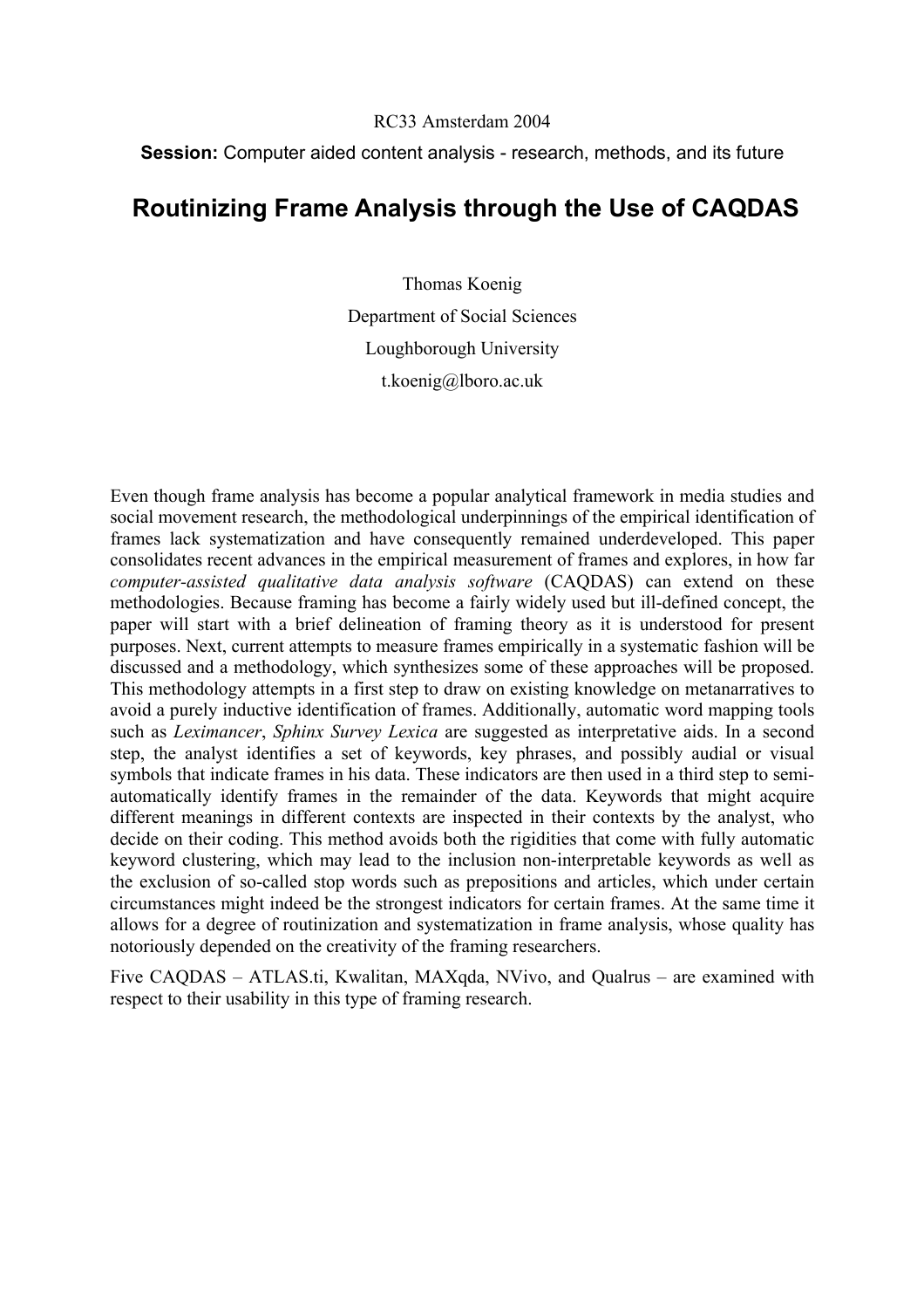RC33 Amsterdam 2004

**Session:** Computer aided content analysis - research, methods, and its future

# Routinizing Frame Analysis through the Use of CAQDAS

Thomas Koenig

Department of Social Sciences

Loughborough University

t.koenig@lboro.ac.uk

Even though frame analysis has become a popular analytical framework in media studies and social movement research, the methodological underpinnings of the empirical identification of frames lack systematization and have consequently remained underdeveloped. This paper consolidates recent advances in the empirical measurement of frames and explores, in how far *computer-assisted qualitative data analysis software* (CAQDAS) can extend on these methodologies. Because framing has become a fairly widely used but ill-defined concept, the paper will start with a brief delineation of framing theory as it is understood for present purposes. Next, current attempts to measure frames empirically in a systematic fashion will be discussed and a methodology, which synthesizes some of these approaches will be proposed. This methodology attempts in a first step to draw on existing knowledge on metanarratives to avoid a purely inductive identification of frames. Additionally, automatic word mapping tools such as *Leximancer*, *Sphinx Survey Lexica* are suggested as interpretative aids. In a second step, the analyst identifies a set of keywords, key phrases, and possibly audial or visual symbols that indicate frames in his data. These indicators are then used in a third step to semi-automatically identify frames in the remainder of the data. Keywords that might acquire different meanings in different contexts are inspected in their contexts by the analyst, who decide on their coding. This method avoids both the rigidities that come with fully automatic keyword clustering, which may lead to the inclusion non-interpretable keywords as well as the exclusion of so-called stop words such as prepositions and articles, which under certain circumstances might indeed be the strongest indicators for certain frames. At the same time it allows for a degree of routinization and systematization in frame analysis, whose quality has notoriously depended on the creativity of the framing researchers.

Five CAQDAS – ATLAS.ti, Kwalitan, MAXqda, NVivo, and Qualrus – are examined with respect to their usability in this type of framing research.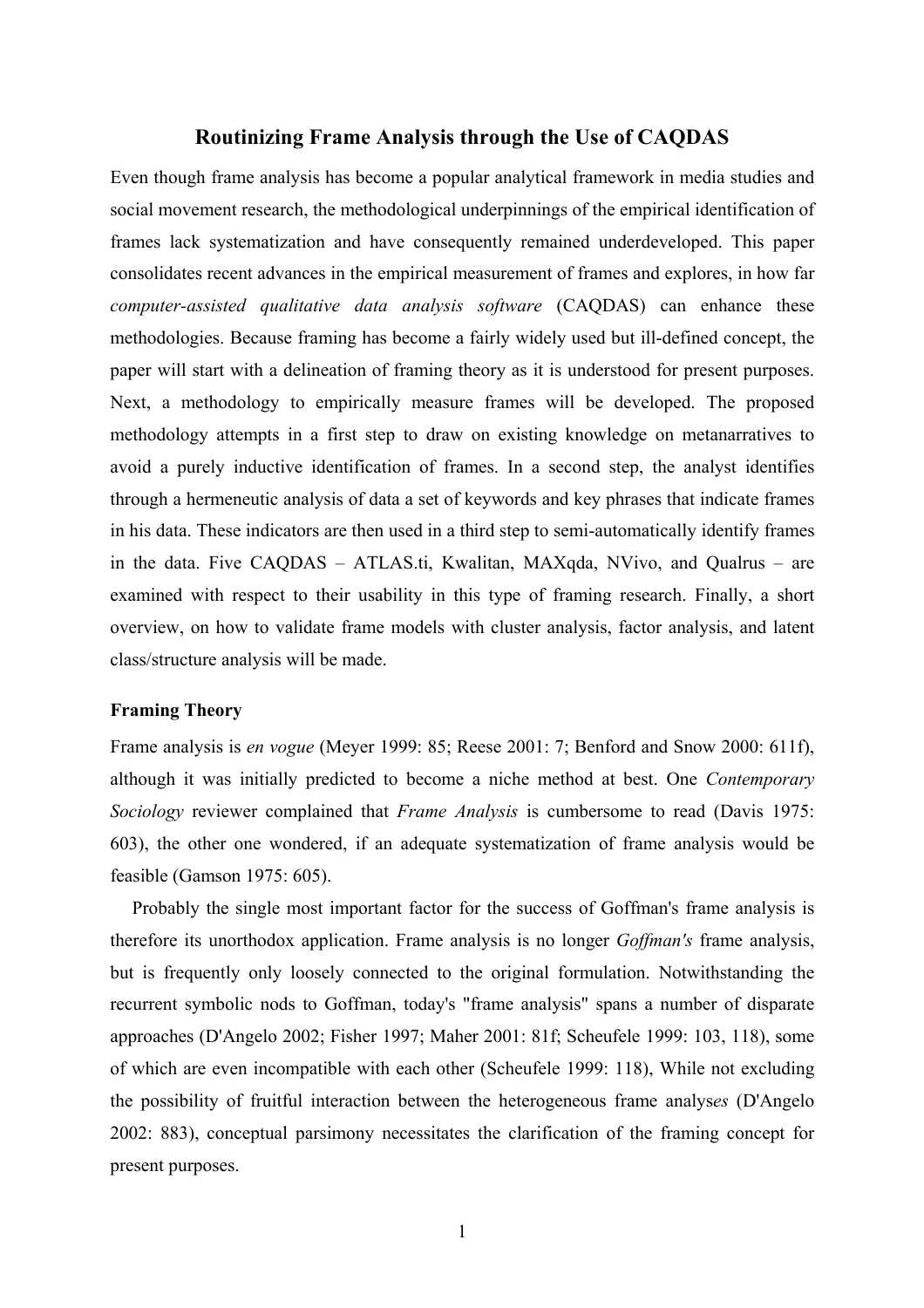# Routinizing Frame Analysis through the Use of CAQDAS

Even though frame analysis has become a popular analytical framework in media studies and social movement research, the methodological underpinnings of the empirical identification of frames lack systematization and have consequently remained underdeveloped. This paper consolidates recent advances in the empirical measurement of frames and explores, in how far *computer-assisted qualitative data analysis software* (CAQDAS) can enhance these methodologies. Because framing has become a fairly widely used but ill-defined concept, the paper will start with a delineation of framing theory as it is understood for present purposes. Next, a methodology to empirically measure frames will be developed. The proposed methodology attempts in a first step to draw on existing knowledge on metanarratives to avoid a purely inductive identification of frames. In a second step, the analyst identifies through a hermeneutic analysis of data a set of keywords and key phrases that indicate frames in his data. These indicators are then used in a third step to semi-automatically identify frames in the data. Five CAQDAS – ATLAS.ti, Kwalitan, MAXqda, NVivo, and Qualrus – are examined with respect to their usability in this type of framing research. Finally, a short overview, on how to validate frame models with cluster analysis, factor analysis, and latent class/structure analysis will be made.

## Framing Theory

Frame analysis is *en vogue* (Meyer 1999: 85; Reese 2001: 7; Benford and Snow 2000: 611f), although it was initially predicted to become a niche method at best. One *Contemporary Sociology* reviewer complained that *Frame Analysis* is cumbersome to read (Davis 1975: 603), the other one wondered, if an adequate systematization of frame analysis would be feasible (Gamson 1975: 605).

Probably the single most important factor for the success of Goffman's frame analysis is therefore its unorthodox application. Frame analysis is no longer *Goffman's* frame analysis, but is frequently only loosely connected to the original formulation. Notwithstanding the recurrent symbolic nods to Goffman, today's "frame analysis" spans a number of disparate approaches (D'Angelo 2002; Fisher 1997; Maher 2001: 81f; Scheufele 1999: 103, 118), some of which are even incompatible with each other (Scheufele 1999: 118), While not excluding the possibility of fruitful interaction between the heterogeneous frame analys*es* (D'Angelo 2002: 883), conceptual parsimony necessitates the clarification of the framing concept for present purposes.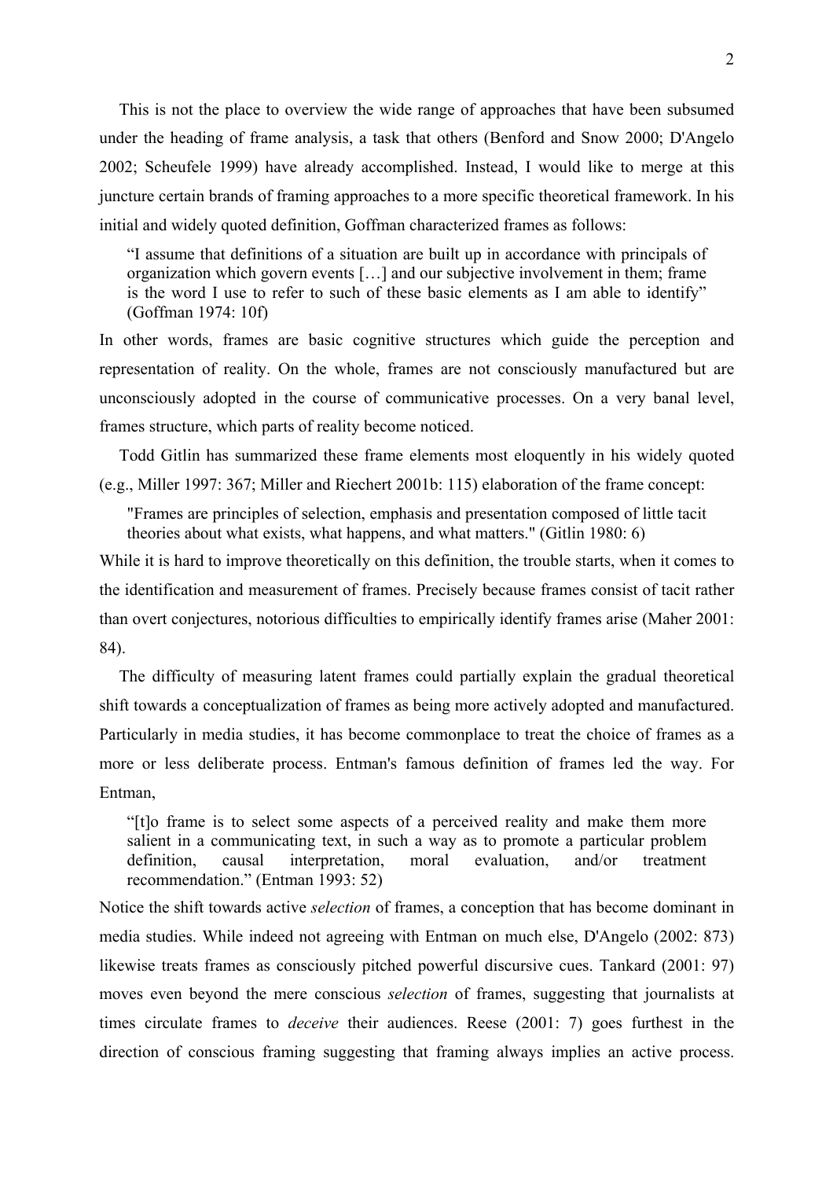This is not the place to overview the wide range of approaches that have been subsumed under the heading of frame analysis, a task that others (Benford and Snow 2000; D'Angelo 2002; Scheufele 1999) have already accomplished. Instead, I would like to merge at this juncture certain brands of framing approaches to a more specific theoretical framework. In his initial and widely quoted definition, Goffman characterized frames as follows:

> "I assume that definitions of a situation are built up in accordance with principals of organization which govern events […] and our subjective involvement in them; frame is the word I use to refer to such of these basic elements as I am able to identify" (Goffman 1974: 10f)

In other words, frames are basic cognitive structures which guide the perception and representation of reality. On the whole, frames are not consciously manufactured but are unconsciously adopted in the course of communicative processes. On a very banal level, frames structure, which parts of reality become noticed.

Todd Gitlin has summarized these frame elements most eloquently in his widely quoted (e.g., Miller 1997: 367; Miller and Riechert 2001b: 115) elaboration of the frame concept:

> "Frames are principles of selection, emphasis and presentation composed of little tacit theories about what exists, what happens, and what matters." (Gitlin 1980: 6)

While it is hard to improve theoretically on this definition, the trouble starts, when it comes to the identification and measurement of frames. Precisely because frames consist of tacit rather than overt conjectures, notorious difficulties to empirically identify frames arise (Maher 2001: 84).

The difficulty of measuring latent frames could partially explain the gradual theoretical shift towards a conceptualization of frames as being more actively adopted and manufactured. Particularly in media studies, it has become commonplace to treat the choice of frames as a more or less deliberate process. Entman's famous definition of frames led the way. For Entman,

> "[t]o frame is to select some aspects of a perceived reality and make them more salient in a communicating text, in such a way as to promote a particular problem definition, causal interpretation, moral evaluation, and/or treatment recommendation." (Entman 1993: 52)

Notice the shift towards active *selection* of frames, a conception that has become dominant in media studies. While indeed not agreeing with Entman on much else, D'Angelo (2002: 873) likewise treats frames as consciously pitched powerful discursive cues. Tankard (2001: 97) moves even beyond the mere conscious *selection* of frames, suggesting that journalists at times circulate frames to *deceive* their audiences. Reese (2001: 7) goes furthest in the direction of conscious framing suggesting that framing always implies an active process.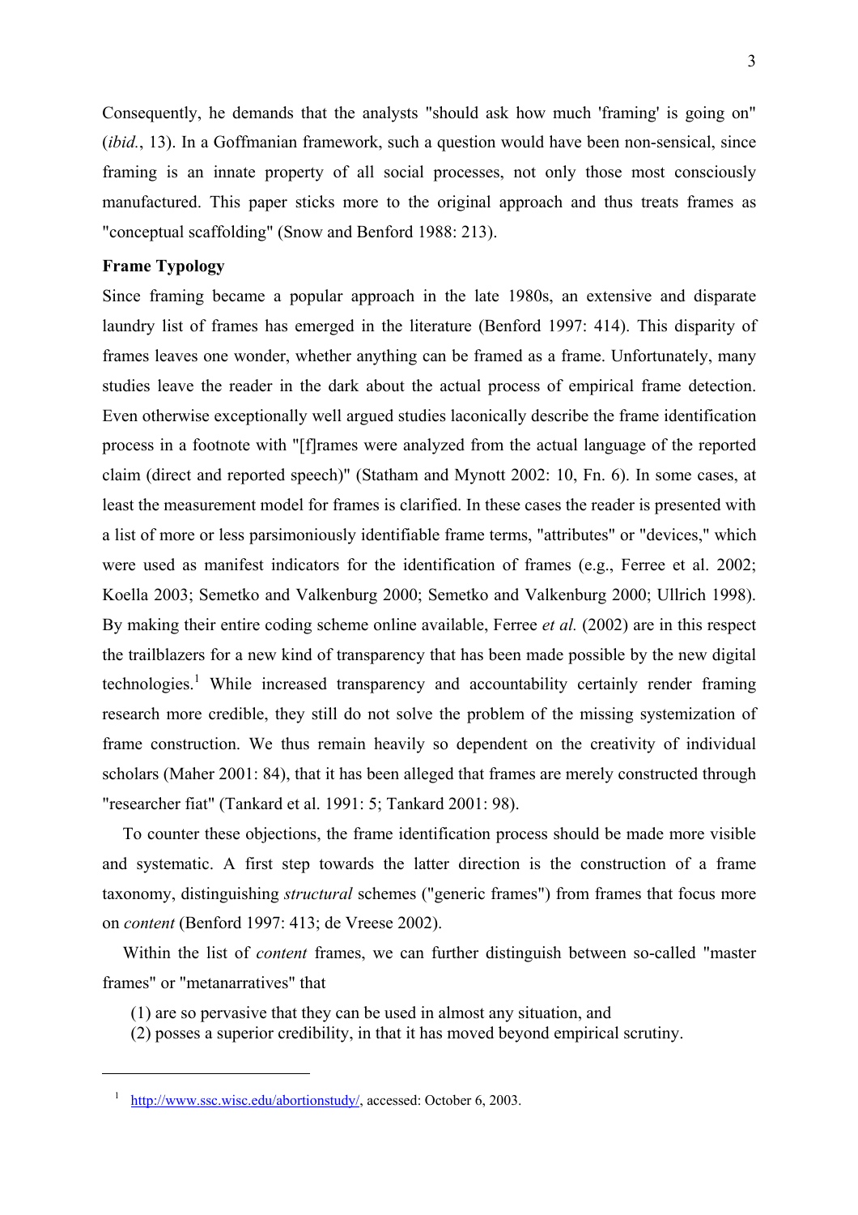Consequently, he demands that the analysts "should ask how much 'framing' is going on" (*ibid.*, 13). In a Goffmanian framework, such a question would have been non-sensical, since framing is an innate property of all social processes, not only those most consciously manufactured. This paper sticks more to the original approach and thus treats frames as "conceptual scaffolding" (Snow and Benford 1988: 213).

**Frame Typology**

Since framing became a popular approach in the late 1980s, an extensive and disparate laundry list of frames has emerged in the literature (Benford 1997: 414). This disparity of frames leaves one wonder, whether anything can be framed as a frame. Unfortunately, many studies leave the reader in the dark about the actual process of empirical frame detection. Even otherwise exceptionally well argued studies laconically describe the frame identification process in a footnote with "[f]rames were analyzed from the actual language of the reported claim (direct and reported speech)" (Statham and Mynott 2002: 10, Fn. 6). In some cases, at least the measurement model for frames is clarified. In these cases the reader is presented with a list of more or less parsimoniously identifiable frame terms, "attributes" or "devices," which were used as manifest indicators for the identification of frames (e.g., Ferree et al. 2002; Koella 2003; Semetko and Valkenburg 2000; Semetko and Valkenburg 2000; Ullrich 1998). By making their entire coding scheme online available, Ferree *et al.* (2002) are in this respect the trailblazers for a new kind of transparency that has been made possible by the new digital technologies.[1] While increased transparency and accountability certainly render framing research more credible, they still do not solve the problem of the missing systemization of frame construction. We thus remain heavily so dependent on the creativity of individual scholars (Maher 2001: 84), that it has been alleged that frames are merely constructed through "researcher fiat" (Tankard et al. 1991: 5; Tankard 2001: 98).

To counter these objections, the frame identification process should be made more visible and systematic. A first step towards the latter direction is the construction of a frame taxonomy, distinguishing *structural* schemes ("generic frames") from frames that focus more on *content* (Benford 1997: 413; de Vreese 2002).

Within the list of *content* frames, we can further distinguish between so-called "master frames" or "metanarratives" that

(1) are so pervasive that they can be used in almost any situation, and
(2) posses a superior credibility, in that it has moved beyond empirical scrutiny.

---

[1] http://www.ssc.wisc.edu/abortionstudy/, accessed: October 6, 2003.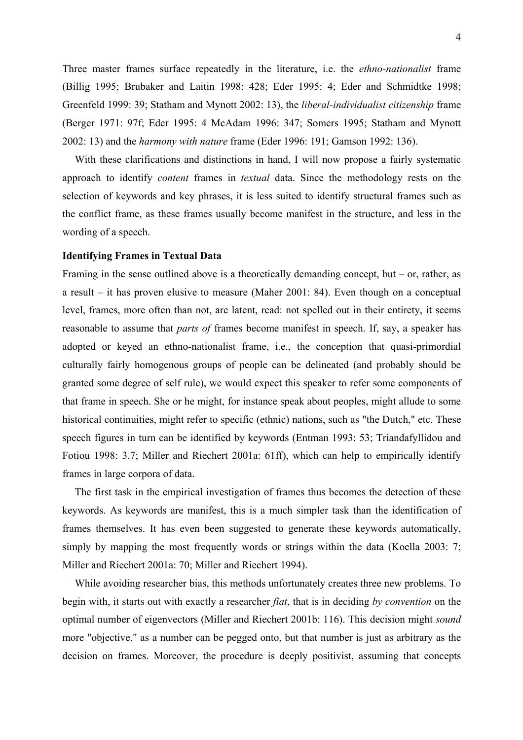Three master frames surface repeatedly in the literature, i.e. the *ethno-nationalist* frame (Billig 1995; Brubaker and Laitin 1998: 428; Eder 1995: 4; Eder and Schmidtke 1998; Greenfeld 1999: 39; Statham and Mynott 2002: 13), the *liberal-individualist citizenship* frame (Berger 1971: 97f; Eder 1995: 4 McAdam 1996: 347; Somers 1995; Statham and Mynott 2002: 13) and the *harmony with nature* frame (Eder 1996: 191; Gamson 1992: 136).

With these clarifications and distinctions in hand, I will now propose a fairly systematic approach to identify *content* frames in *textual* data. Since the methodology rests on the selection of keywords and key phrases, it is less suited to identify structural frames such as the conflict frame, as these frames usually become manifest in the structure, and less in the wording of a speech.

**Identifying Frames in Textual Data**

Framing in the sense outlined above is a theoretically demanding concept, but – or, rather, as a result – it has proven elusive to measure (Maher 2001: 84). Even though on a conceptual level, frames, more often than not, are latent, read: not spelled out in their entirety, it seems reasonable to assume that *parts of* frames become manifest in speech. If, say, a speaker has adopted or keyed an ethno-nationalist frame, i.e., the conception that quasi-primordial culturally fairly homogenous groups of people can be delineated (and probably should be granted some degree of self rule), we would expect this speaker to refer some components of that frame in speech. She or he might, for instance speak about peoples, might allude to some historical continuities, might refer to specific (ethnic) nations, such as "the Dutch," etc. These speech figures in turn can be identified by keywords (Entman 1993: 53; Triandafyllidou and Fotiou 1998: 3.7; Miller and Riechert 2001a: 61ff), which can help to empirically identify frames in large corpora of data.

The first task in the empirical investigation of frames thus becomes the detection of these keywords. As keywords are manifest, this is a much simpler task than the identification of frames themselves. It has even been suggested to generate these keywords automatically, simply by mapping the most frequently words or strings within the data (Koella 2003: 7; Miller and Riechert 2001a: 70; Miller and Riechert 1994).

While avoiding researcher bias, this methods unfortunately creates three new problems. To begin with, it starts out with exactly a researcher *fiat*, that is in deciding *by convention* on the optimal number of eigenvectors (Miller and Riechert 2001b: 116). This decision might *sound* more "objective," as a number can be pegged onto, but that number is just as arbitrary as the decision on frames. Moreover, the procedure is deeply positivist, assuming that concepts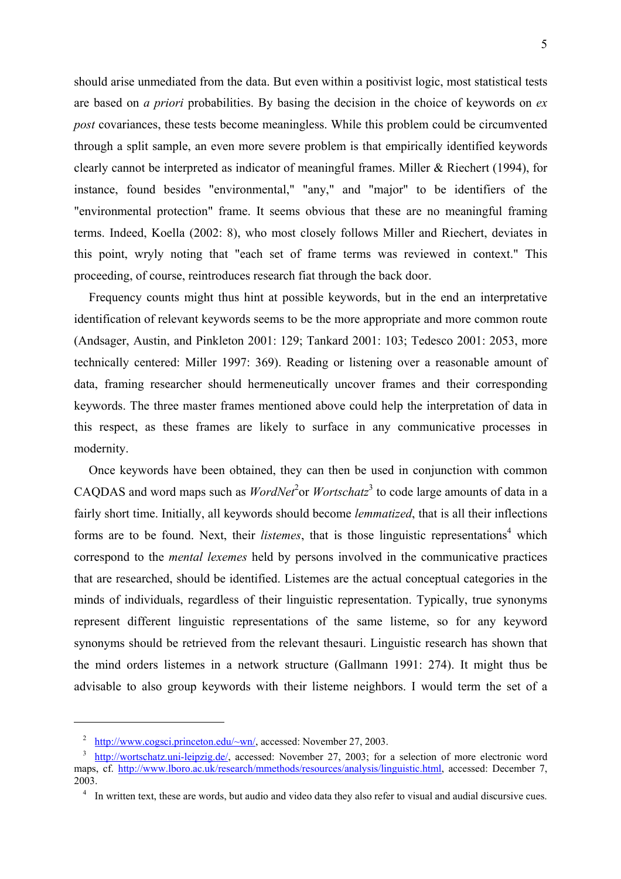should arise unmediated from the data. But even within a positivist logic, most statistical tests are based on *a priori* probabilities. By basing the decision in the choice of keywords on *ex post* covariances, these tests become meaningless. While this problem could be circumvented through a split sample, an even more severe problem is that empirically identified keywords clearly cannot be interpreted as indicator of meaningful frames. Miller & Riechert (1994), for instance, found besides "environmental," "any," and "major" to be identifiers of the "environmental protection" frame. It seems obvious that these are no meaningful framing terms. Indeed, Koella (2002: 8), who most closely follows Miller and Riechert, deviates in this point, wryly noting that "each set of frame terms was reviewed in context." This proceeding, of course, reintroduces research fiat through the back door.

Frequency counts might thus hint at possible keywords, but in the end an interpretative identification of relevant keywords seems to be the more appropriate and more common route (Andsager, Austin, and Pinkleton 2001: 129; Tankard 2001: 103; Tedesco 2001: 2053, more technically centered: Miller 1997: 369). Reading or listening over a reasonable amount of data, framing researcher should hermeneutically uncover frames and their corresponding keywords. The three master frames mentioned above could help the interpretation of data in this respect, as these frames are likely to surface in any communicative processes in modernity.

Once keywords have been obtained, they can then be used in conjunction with common CAQDAS and word maps such as *WordNet*[2] or *Wortschatz*[3] to code large amounts of data in a fairly short time. Initially, all keywords should become *lemmatized*, that is all their inflections forms are to be found. Next, their *listemes*, that is those linguistic representations[4] which correspond to the *mental lexemes* held by persons involved in the communicative practices that are researched, should be identified. Listemes are the actual conceptual categories in the minds of individuals, regardless of their linguistic representation. Typically, true synonyms represent different linguistic representations of the same listeme, so for any keyword synonyms should be retrieved from the relevant thesauri. Linguistic research has shown that the mind orders listemes in a network structure (Gallmann 1991: 274). It might thus be advisable to also group keywords with their listeme neighbors. I would term the set of a

---

[2] http://www.cogsci.princeton.edu/~wn/, accessed: November 27, 2003.

[3] http://wortschatz.uni-leipzig.de/, accessed: November 27, 2003; for a selection of more electronic word maps, cf. http://www.lboro.ac.uk/research/mmethods/resources/analysis/linguistic.html, accessed: December 7, 2003.

[4] In written text, these are words, but audio and video data they also refer to visual and audial discursive cues.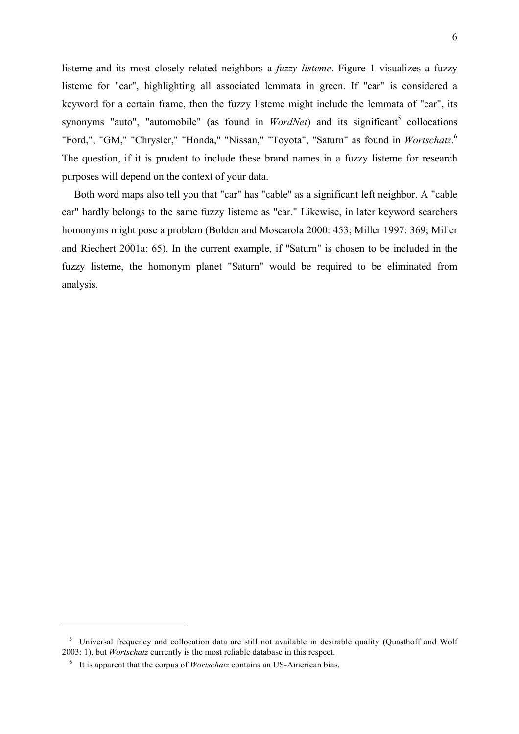listeme and its most closely related neighbors a *fuzzy listeme*. Figure 1 visualizes a fuzzy listeme for "car", highlighting all associated lemmata in green. If "car" is considered a keyword for a certain frame, then the fuzzy listeme might include the lemmata of "car", its synonyms "auto", "automobile" (as found in *WordNet*) and its significant[5] collocations "Ford,", "GM," "Chrysler," "Honda," "Nissan," "Toyota", "Saturn" as found in *Wortschatz*.[6] The question, if it is prudent to include these brand names in a fuzzy listeme for research purposes will depend on the context of your data.

Both word maps also tell you that "car" has "cable" as a significant left neighbor. A "cable car" hardly belongs to the same fuzzy listeme as "car." Likewise, in later keyword searchers homonyms might pose a problem (Bolden and Moscarola 2000: 453; Miller 1997: 369; Miller and Riechert 2001a: 65). In the current example, if "Saturn" is chosen to be included in the fuzzy listeme, the homonym planet "Saturn" would be required to be eliminated from analysis.

---

[5] Universal frequency and collocation data are still not available in desirable quality (Quasthoff and Wolf 2003: 1), but *Wortschatz* currently is the most reliable database in this respect.

[6] It is apparent that the corpus of *Wortschatz* contains an US-American bias.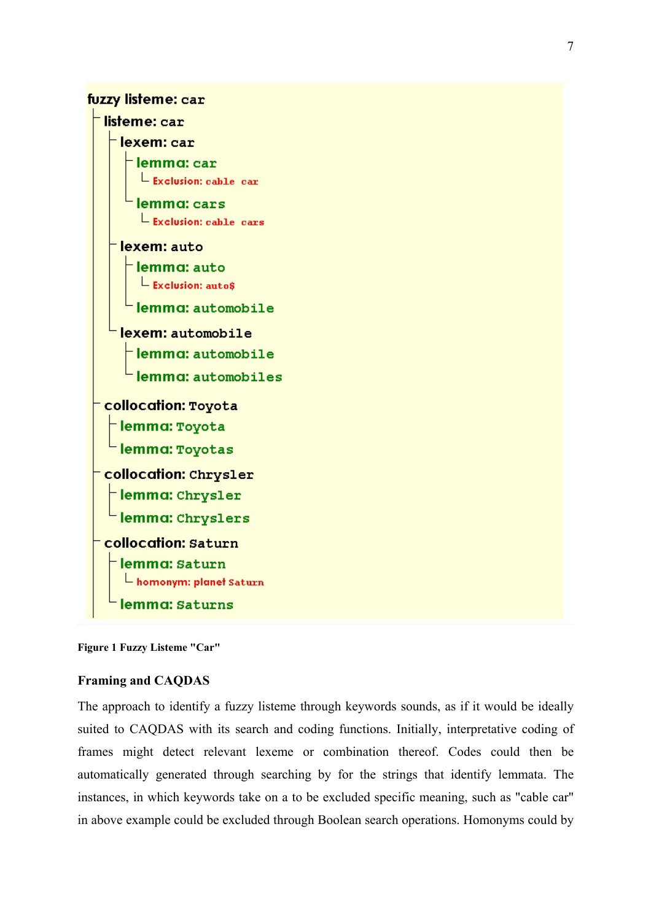```
fuzzy listeme: car
├ listeme: car
│ ├ lexem: car
│ │ ├ lemma: car
│ │ │ └ Exclusion: cable car
│ │ └ lemma: cars
│ │   └ Exclusion: cable cars
│ ├ lexem: auto
│ │ ├ lemma: auto
│ │ │ └ Exclusion: auto$
│ │ └ lemma: automobile
│ └ lexem: automobile
│   ├ lemma: automobile
│   └ lemma: automobiles
├ collocation: Toyota
│ ├ lemma: Toyota
│ └ lemma: Toyotas
├ collocation: Chrysler
│ ├ lemma: Chrysler
│ └ lemma: Chryslers
├ collocation: Saturn
│ ├ lemma: Saturn
│ │ └ homonym: planet Saturn
│ └ lemma: Saturns
```

**Figure 1 Fuzzy Listeme "Car"**

### Framing and CAQDAS

The approach to identify a fuzzy listeme through keywords sounds, as if it would be ideally suited to CAQDAS with its search and coding functions. Initially, interpretative coding of frames might detect relevant lexeme or combination thereof. Codes could then be automatically generated through searching by for the strings that identify lemmata. The instances, in which keywords take on a to be excluded specific meaning, such as "cable car" in above example could be excluded through Boolean search operations. Homonyms could by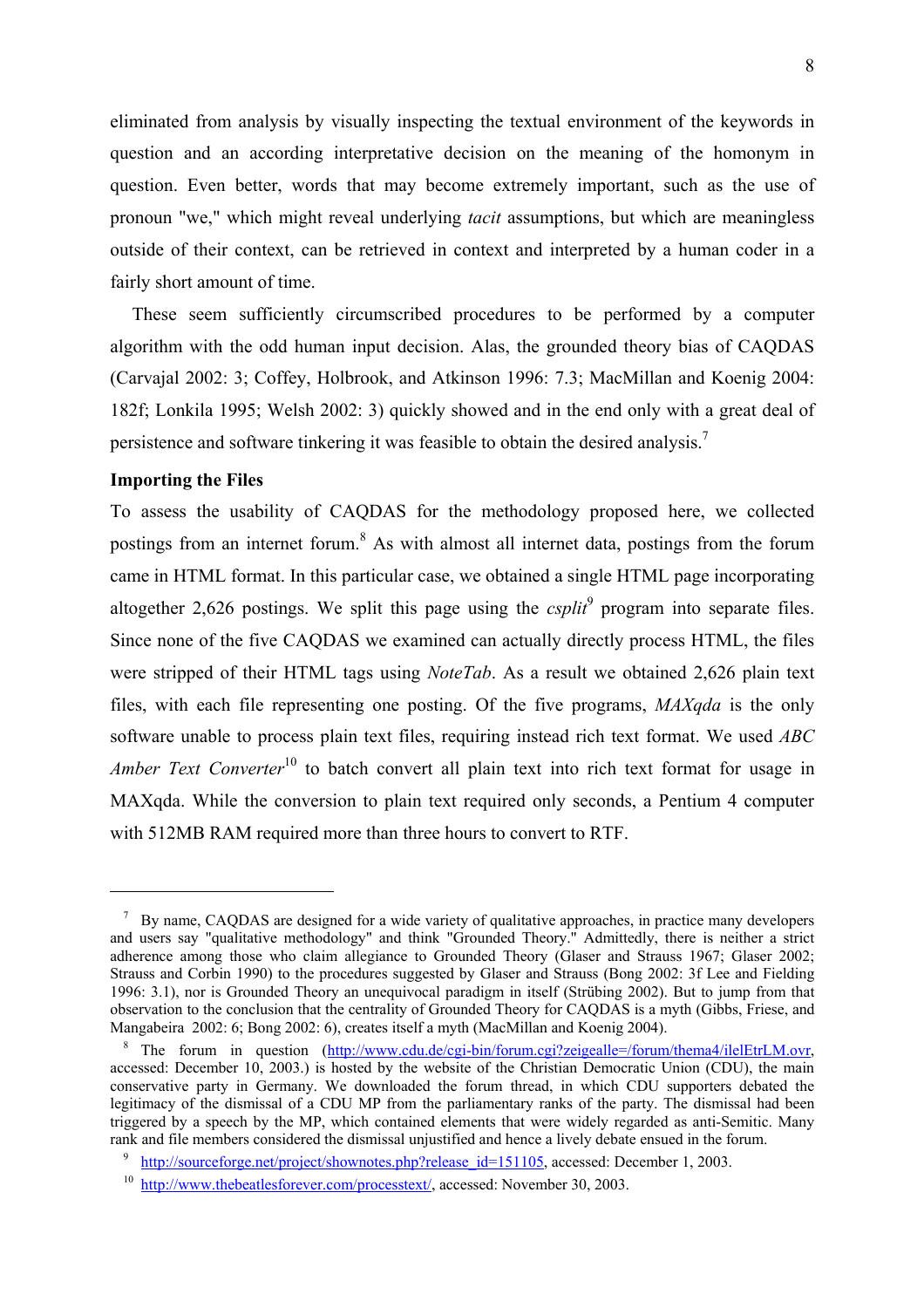eliminated from analysis by visually inspecting the textual environment of the keywords in question and an according interpretative decision on the meaning of the homonym in question. Even better, words that may become extremely important, such as the use of pronoun "we," which might reveal underlying *tacit* assumptions, but which are meaningless outside of their context, can be retrieved in context and interpreted by a human coder in a fairly short amount of time.

These seem sufficiently circumscribed procedures to be performed by a computer algorithm with the odd human input decision. Alas, the grounded theory bias of CAQDAS (Carvajal 2002: 3; Coffey, Holbrook, and Atkinson 1996: 7.3; MacMillan and Koenig 2004: 182f; Lonkila 1995; Welsh 2002: 3) quickly showed and in the end only with a great deal of persistence and software tinkering it was feasible to obtain the desired analysis.[7]

**Importing the Files**

To assess the usability of CAQDAS for the methodology proposed here, we collected postings from an internet forum.[8] As with almost all internet data, postings from the forum came in HTML format. In this particular case, we obtained a single HTML page incorporating altogether 2,626 postings. We split this page using the *csplit*[9] program into separate files. Since none of the five CAQDAS we examined can actually directly process HTML, the files were stripped of their HTML tags using *NoteTab*. As a result we obtained 2,626 plain text files, with each file representing one posting. Of the five programs, *MAXqda* is the only software unable to process plain text files, requiring instead rich text format. We used *ABC Amber Text Converter*[10] to batch convert all plain text into rich text format for usage in MAXqda. While the conversion to plain text required only seconds, a Pentium 4 computer with 512MB RAM required more than three hours to convert to RTF.

---

[7] By name, CAQDAS are designed for a wide variety of qualitative approaches, in practice many developers and users say "qualitative methodology" and think "Grounded Theory." Admittedly, there is neither a strict adherence among those who claim allegiance to Grounded Theory (Glaser and Strauss 1967; Glaser 2002; Strauss and Corbin 1990) to the procedures suggested by Glaser and Strauss (Bong 2002: 3f Lee and Fielding 1996: 3.1), nor is Grounded Theory an unequivocal paradigm in itself (Strübing 2002). But to jump from that observation to the conclusion that the centrality of Grounded Theory for CAQDAS is a myth (Gibbs, Friese, and Mangabeira 2002: 6; Bong 2002: 6), creates itself a myth (MacMillan and Koenig 2004).

[8] The forum in question (http://www.cdu.de/cgi-bin/forum.cgi?zeigealle=/forum/thema4/ilelEtrLM.ovr, accessed: December 10, 2003.) is hosted by the website of the Christian Democratic Union (CDU), the main conservative party in Germany. We downloaded the forum thread, in which CDU supporters debated the legitimacy of the dismissal of a CDU MP from the parliamentary ranks of the party. The dismissal had been triggered by a speech by the MP, which contained elements that were widely regarded as anti-Semitic. Many rank and file members considered the dismissal unjustified and hence a lively debate ensued in the forum.

[9] http://sourceforge.net/project/shownotes.php?release_id=151105, accessed: December 1, 2003.

[10] http://www.thebeatlesforever.com/processtext/, accessed: November 30, 2003.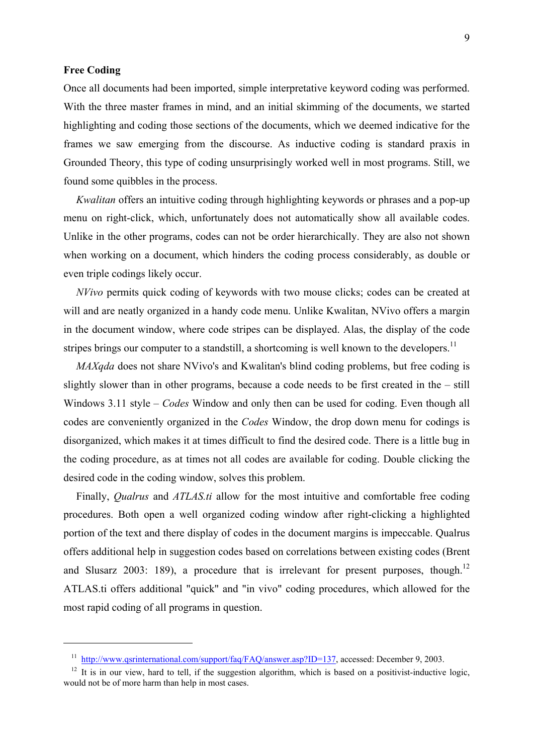**Free Coding**

Once all documents had been imported, simple interpretative keyword coding was performed. With the three master frames in mind, and an initial skimming of the documents, we started highlighting and coding those sections of the documents, which we deemed indicative for the frames we saw emerging from the discourse. As inductive coding is standard praxis in Grounded Theory, this type of coding unsurprisingly worked well in most programs. Still, we found some quibbles in the process.

*Kwalitan* offers an intuitive coding through highlighting keywords or phrases and a pop-up menu on right-click, which, unfortunately does not automatically show all available codes. Unlike in the other programs, codes can not be order hierarchically. They are also not shown when working on a document, which hinders the coding process considerably, as double or even triple codings likely occur.

*NVivo* permits quick coding of keywords with two mouse clicks; codes can be created at will and are neatly organized in a handy code menu. Unlike Kwalitan, NVivo offers a margin in the document window, where code stripes can be displayed. Alas, the display of the code stripes brings our computer to a standstill, a shortcoming is well known to the developers.[11]

*MAXqda* does not share NVivo's and Kwalitan's blind coding problems, but free coding is slightly slower than in other programs, because a code needs to be first created in the – still Windows 3.11 style – *Codes* Window and only then can be used for coding. Even though all codes are conveniently organized in the *Codes* Window, the drop down menu for codings is disorganized, which makes it at times difficult to find the desired code. There is a little bug in the coding procedure, as at times not all codes are available for coding. Double clicking the desired code in the coding window, solves this problem.

Finally, *Qualrus* and *ATLAS.ti* allow for the most intuitive and comfortable free coding procedures. Both open a well organized coding window after right-clicking a highlighted portion of the text and there display of codes in the document margins is impeccable. Qualrus offers additional help in suggestion codes based on correlations between existing codes (Brent and Slusarz 2003: 189), a procedure that is irrelevant for present purposes, though.[12] ATLAS.ti offers additional "quick" and "in vivo" coding procedures, which allowed for the most rapid coding of all programs in question.

---

[11] http://www.qsrinternational.com/support/faq/FAQ/answer.asp?ID=137, accessed: December 9, 2003.

[12] It is in our view, hard to tell, if the suggestion algorithm, which is based on a positivist-inductive logic, would not be of more harm than help in most cases.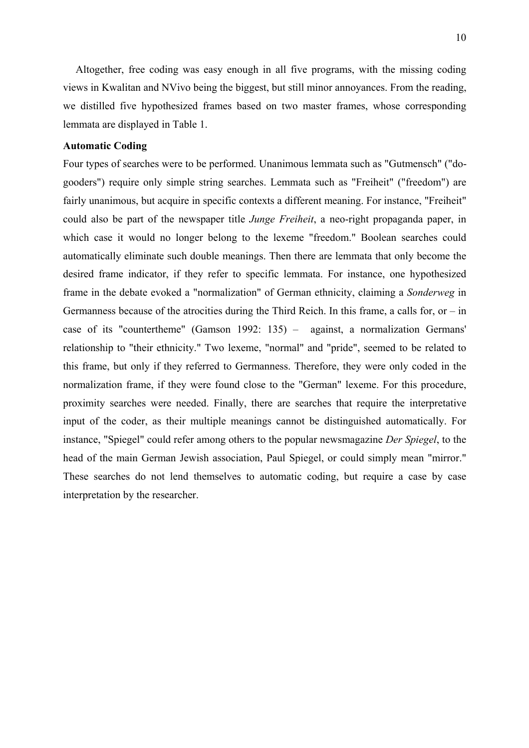Altogether, free coding was easy enough in all five programs, with the missing coding views in Kwalitan and NVivo being the biggest, but still minor annoyances. From the reading, we distilled five hypothesized frames based on two master frames, whose corresponding lemmata are displayed in Table 1.

**Automatic Coding**

Four types of searches were to be performed. Unanimous lemmata such as "Gutmensch" ("do-gooders") require only simple string searches. Lemmata such as "Freiheit" ("freedom") are fairly unanimous, but acquire in specific contexts a different meaning. For instance, "Freiheit" could also be part of the newspaper title *Junge Freiheit*, a neo-right propaganda paper, in which case it would no longer belong to the lexeme "freedom." Boolean searches could automatically eliminate such double meanings. Then there are lemmata that only become the desired frame indicator, if they refer to specific lemmata. For instance, one hypothesized frame in the debate evoked a "normalization" of German ethnicity, claiming a *Sonderweg* in Germanness because of the atrocities during the Third Reich. In this frame, a calls for, or – in case of its "countertheme" (Gamson 1992: 135) – against, a normalization Germans' relationship to "their ethnicity." Two lexeme, "normal" and "pride", seemed to be related to this frame, but only if they referred to Germanness. Therefore, they were only coded in the normalization frame, if they were found close to the "German" lexeme. For this procedure, proximity searches were needed. Finally, there are searches that require the interpretative input of the coder, as their multiple meanings cannot be distinguished automatically. For instance, "Spiegel" could refer among others to the popular newsmagazine *Der Spiegel*, to the head of the main German Jewish association, Paul Spiegel, or could simply mean "mirror." These searches do not lend themselves to automatic coding, but require a case by case interpretation by the researcher.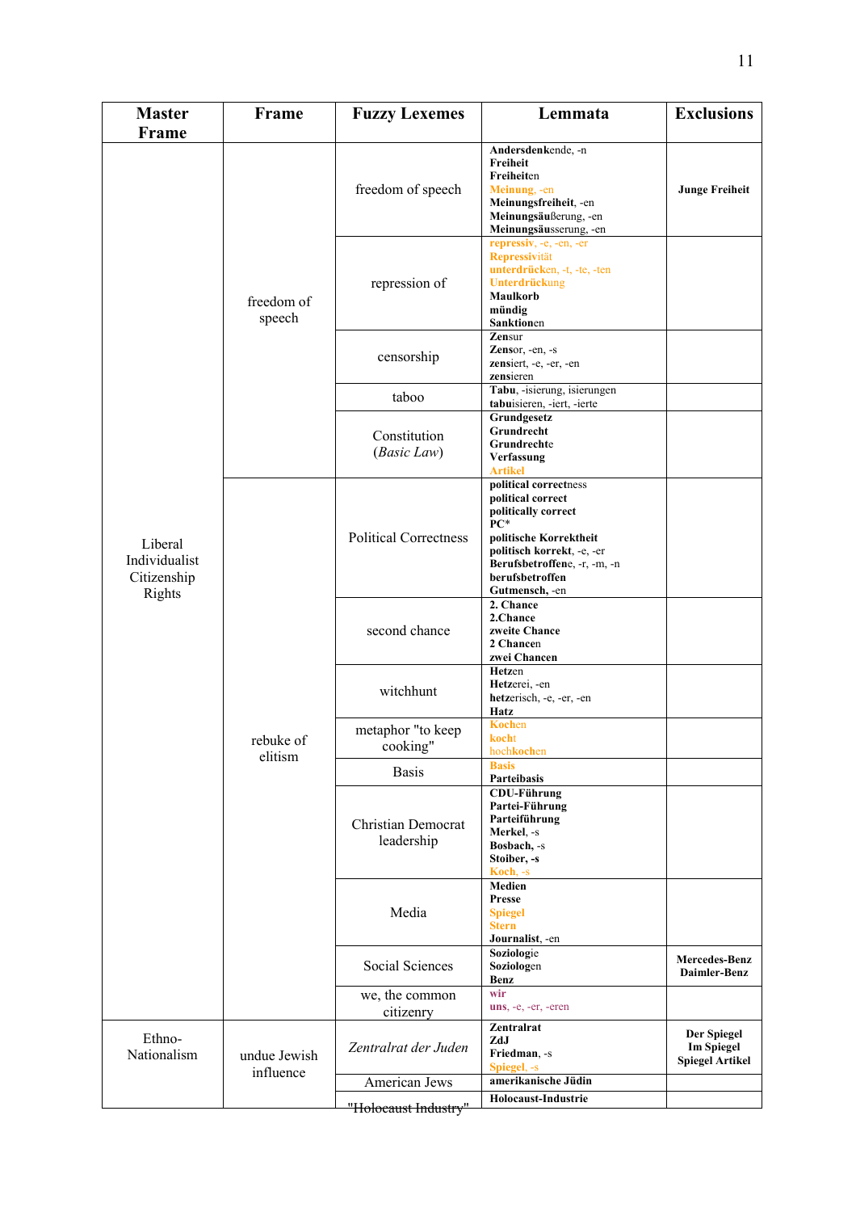| Master Frame | Frame | Fuzzy Lexemes | Lemmata | Exclusions |
|---|---|---|---|---|
| Liberal Individualist Citizenship Rights | freedom of speech | freedom of speech | **Andersdenk**ende, -n<br>**Freiheit**<br>**Freiheit**en<br>**Meinung**, -en<br>**Meinungsfreiheit**, -en<br>**Meinungsäu**ßerung, -en<br>**Meinungsäu**sserung, -en | **Junge Freiheit** |
| | | repression of | **repressiv**, -e, -en, -er<br>**Repressiv**ität<br>**unterdrück**en, -t, -te, -ten<br>**Unterdrück**ung<br>**Maulkorb**<br>**mündig**<br>**Sanktion**en | |
| | | censorship | **Zen**sur<br>**Zen**sor, -en, -s<br>**zen**siert, -e, -er, -en<br>**zen**sieren | |
| | | taboo | **Tabu**, -isierung, isierungen<br>**tabu**isieren, -iert, -ierte | |
| | | Constitution (*Basic Law*) | **Grundgesetz**<br>**Grundrecht**<br>**Grundrecht**e<br>**Verfassung**<br>**Artikel** | |
| | rebuke of elitism | Political Correctness | **political correct**ness<br>**political correct**<br>**politically correct**<br>**PC***<br>**politische Korrektheit**<br>**politisch korrekt**, -e, -er<br>**Berufsbetroffen**e, -r, -m, -n<br>**berufsbetroffen**<br>**Gutmensch**, -en | |
| | | second chance | **2. Chance**<br>**2.Chance**<br>**zweite Chance**<br>**2 Chance**n<br>**zwei Chancen** | |
| | | witchhunt | **Hetz**en<br>**Hetz**erei, -en<br>**hetz**erisch, -e, -er, -en<br>**Hatz** | |
| | | metaphor "to keep cooking" | **Koch**en<br>**kocht**<br>hoch**koch**en | |
| | | Basis | **Basis**<br>**Parteibasis** | |
| | | Christian Democrat leadership | **CDU-Führung**<br>**Partei-Führung**<br>**Parteiführung**<br>**Merkel**, -s<br>**Bosbach**, -s<br>**Stoiber, -s**<br>**Koch**, -s | |
| | | Media | **Medien**<br>**Presse**<br>**Spiegel**<br>**Stern**<br>**Journalist**, -en | |
| | | Social Sciences | **Soziolog**ie<br>**Soziolog**en<br>**Benz** | **Mercedes-Benz**<br>**Daimler-Benz** |
| | | we, the common citizenry | **wir**<br>**uns**, -e, -er, -eren | |
| Ethno-Nationalism | undue Jewish influence | *Zentralrat der Juden* | **Zentralrat**<br>**ZdJ**<br>**Friedman**, -s<br>**Spiegel**, -s | **Der Spiegel**<br>**Im Spiegel**<br>**Spiegel Artikel** |
| | | American Jews | **amerikanische Jüdin** | |
| | | "Holocaust Industry" | **Holocaust-Industrie** | |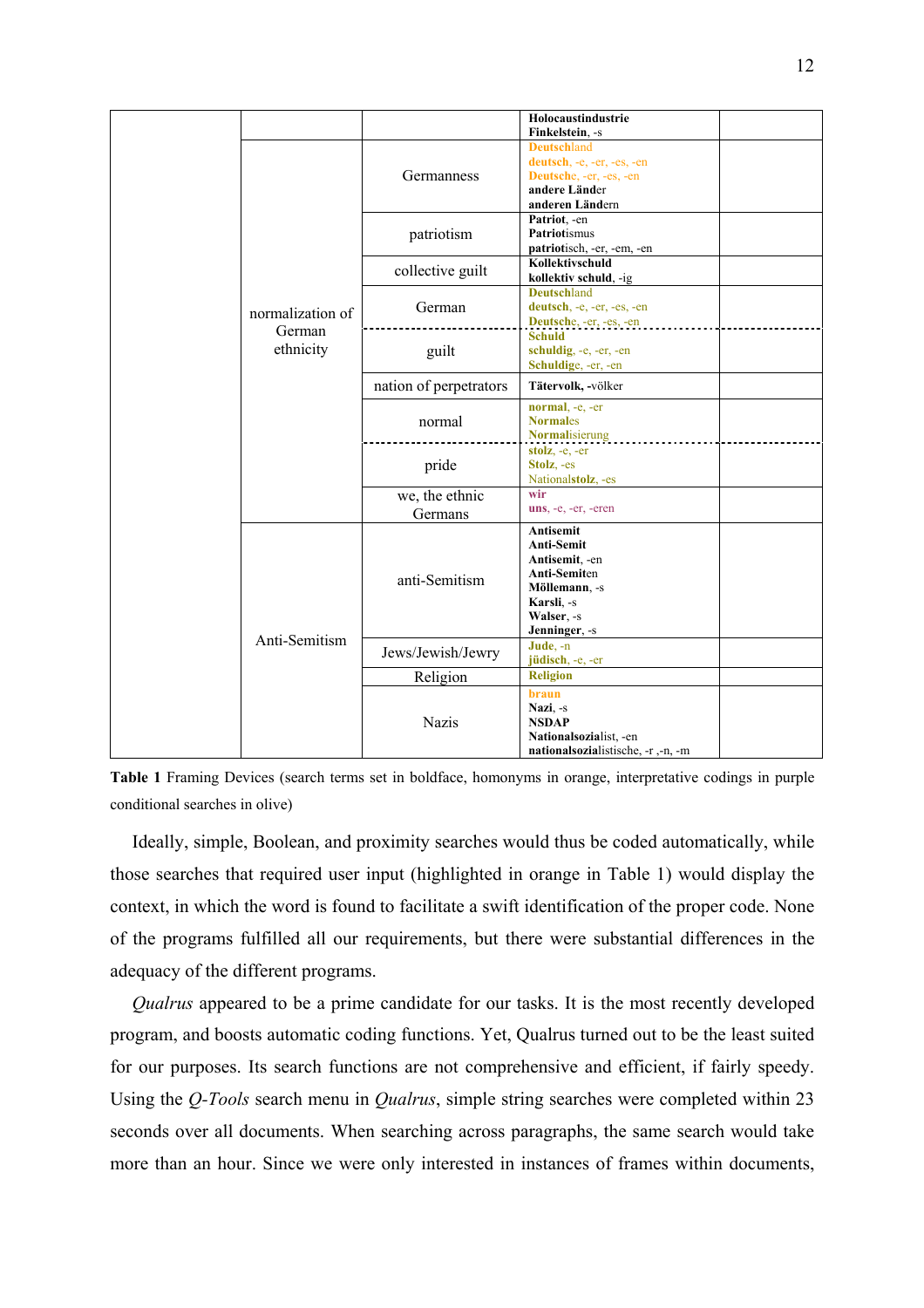| | | | | |
|---|---|---|---|---|
| | | | **Holocaustindustrie**<br>**Finkelstein**, -s | |
| | normalization of German ethnicity | Germanness | **Deutsch**land<br>**deutsch**, -e, -er, -es, -en<br>**Deutsch**e, -er, -es, -en<br>**andere Länd**er<br>**anderen Länd**ern | |
| | | patriotism | **Patriot**, -en<br>**Patriot**ismus<br>**patriot**isch, -er, -em, -en | |
| | | collective guilt | **Kollektivschuld**<br>**kollektiv schuld**, -ig | |
| | | German | **Deutsch**land<br>**deutsch**, -e, -er, -es, -en<br>**Deutsch**e, -er, -es, -en | |
| | | guilt | **Schuld**<br>**schuldig**, -e, -er, -en<br>**Schuldig**e, -er, -en | |
| | | nation of perpetrators | **Tätervolk, -**völker | |
| | | normal | **normal**, -e, -er<br>**Normal**es<br>**Normal**isierung | |
| | | pride | **stolz**, -e, -er<br>**Stolz**, -es<br>National**stolz**, -es | |
| | | we, the ethnic Germans | **wir**<br>**uns**, -e, -er, -eren | |
| | Anti-Semitism | anti-Semitism | **Antisemit**<br>**Anti-Semit**<br>**Antisemit**, -en<br>**Anti-Semit**en<br>**Möllemann**, -s<br>**Karsli**, -s<br>**Walser**, -s<br>**Jenninger**, -s | |
| | | Jews/Jewish/Jewry | **Jude**, -n<br>**jüdisch**, -e, -er | |
| | | Religion | **Religion** | |
| | | Nazis | **braun**<br>**Nazi**, -s<br>**NSDAP**<br>**Nationalsozia**list, -en<br>**nationalsozia**listische, -r ,-n, -m | |

**Table 1** Framing Devices (search terms set in boldface, homonyms in orange, interpretative codings in purple conditional searches in olive)

Ideally, simple, Boolean, and proximity searches would thus be coded automatically, while those searches that required user input (highlighted in orange in Table 1) would display the context, in which the word is found to facilitate a swift identification of the proper code. None of the programs fulfilled all our requirements, but there were substantial differences in the adequacy of the different programs.

*Qualrus* appeared to be a prime candidate for our tasks. It is the most recently developed program, and boosts automatic coding functions. Yet, Qualrus turned out to be the least suited for our purposes. Its search functions are not comprehensive and efficient, if fairly speedy. Using the *Q-Tools* search menu in *Qualrus*, simple string searches were completed within 23 seconds over all documents. When searching across paragraphs, the same search would take more than an hour. Since we were only interested in instances of frames within documents,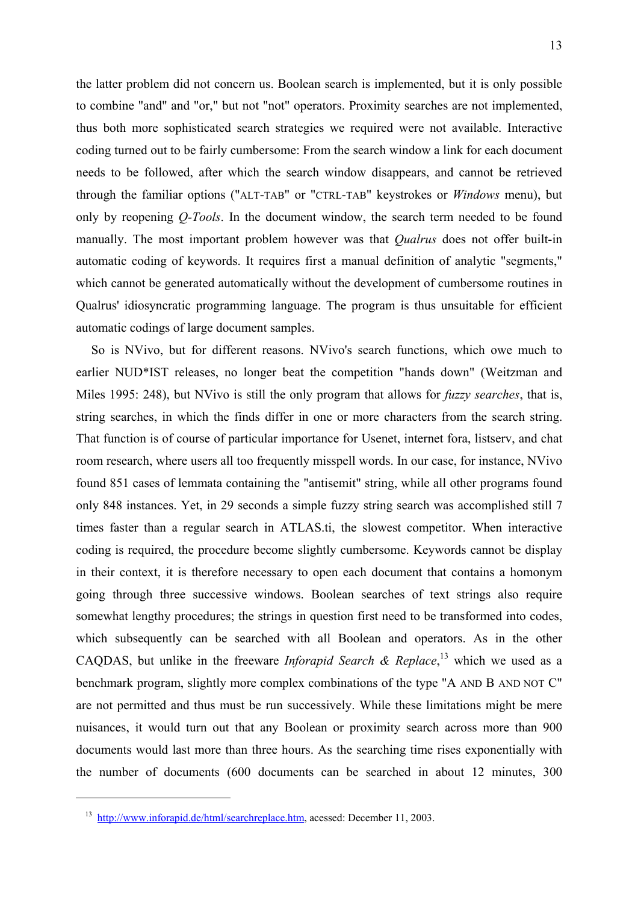the latter problem did not concern us. Boolean search is implemented, but it is only possible to combine "and" and "or," but not "not" operators. Proximity searches are not implemented, thus both more sophisticated search strategies we required were not available. Interactive coding turned out to be fairly cumbersome: From the search window a link for each document needs to be followed, after which the search window disappears, and cannot be retrieved through the familiar options ("ALT-TAB" or "CTRL-TAB" keystrokes or *Windows* menu), but only by reopening *Q-Tools*. In the document window, the search term needed to be found manually. The most important problem however was that *Qualrus* does not offer built-in automatic coding of keywords. It requires first a manual definition of analytic "segments," which cannot be generated automatically without the development of cumbersome routines in Qualrus' idiosyncratic programming language. The program is thus unsuitable for efficient automatic codings of large document samples.

So is NVivo, but for different reasons. NVivo's search functions, which owe much to earlier NUD*IST releases, no longer beat the competition "hands down" (Weitzman and Miles 1995: 248), but NVivo is still the only program that allows for *fuzzy searches*, that is, string searches, in which the finds differ in one or more characters from the search string. That function is of course of particular importance for Usenet, internet fora, listserv, and chat room research, where users all too frequently misspell words. In our case, for instance, NVivo found 851 cases of lemmata containing the "antisemit" string, while all other programs found only 848 instances. Yet, in 29 seconds a simple fuzzy string search was accomplished still 7 times faster than a regular search in ATLAS.ti, the slowest competitor. When interactive coding is required, the procedure become slightly cumbersome. Keywords cannot be display in their context, it is therefore necessary to open each document that contains a homonym going through three successive windows. Boolean searches of text strings also require somewhat lengthy procedures; the strings in question first need to be transformed into codes, which subsequently can be searched with all Boolean and operators. As in the other CAQDAS, but unlike in the freeware *Inforapid Search & Replace*,[13] which we used as a benchmark program, slightly more complex combinations of the type "A AND B AND NOT C" are not permitted and thus must be run successively. While these limitations might be mere nuisances, it would turn out that any Boolean or proximity search across more than 900 documents would last more than three hours. As the searching time rises exponentially with the number of documents (600 documents can be searched in about 12 minutes, 300

---

[13] http://www.inforapid.de/html/searchreplace.htm, acessed: December 11, 2003.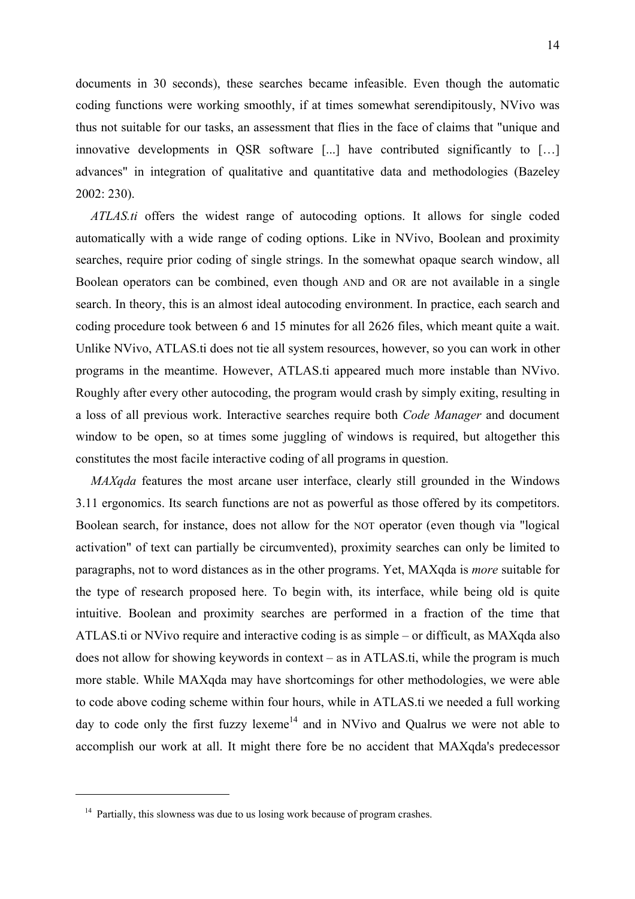documents in 30 seconds), these searches became infeasible. Even though the automatic coding functions were working smoothly, if at times somewhat serendipitously, NVivo was thus not suitable for our tasks, an assessment that flies in the face of claims that "unique and innovative developments in QSR software [...] have contributed significantly to […] advances" in integration of qualitative and quantitative data and methodologies (Bazeley 2002: 230).

*ATLAS.ti* offers the widest range of autocoding options. It allows for single coded automatically with a wide range of coding options. Like in NVivo, Boolean and proximity searches, require prior coding of single strings. In the somewhat opaque search window, all Boolean operators can be combined, even though AND and OR are not available in a single search. In theory, this is an almost ideal autocoding environment. In practice, each search and coding procedure took between 6 and 15 minutes for all 2626 files, which meant quite a wait. Unlike NVivo, ATLAS.ti does not tie all system resources, however, so you can work in other programs in the meantime. However, ATLAS.ti appeared much more instable than NVivo. Roughly after every other autocoding, the program would crash by simply exiting, resulting in a loss of all previous work. Interactive searches require both *Code Manager* and document window to be open, so at times some juggling of windows is required, but altogether this constitutes the most facile interactive coding of all programs in question.

*MAXqda* features the most arcane user interface, clearly still grounded in the Windows 3.11 ergonomics. Its search functions are not as powerful as those offered by its competitors. Boolean search, for instance, does not allow for the NOT operator (even though via "logical activation" of text can partially be circumvented), proximity searches can only be limited to paragraphs, not to word distances as in the other programs. Yet, MAXqda is *more* suitable for the type of research proposed here. To begin with, its interface, while being old is quite intuitive. Boolean and proximity searches are performed in a fraction of the time that ATLAS.ti or NVivo require and interactive coding is as simple – or difficult, as MAXqda also does not allow for showing keywords in context – as in ATLAS.ti, while the program is much more stable. While MAXqda may have shortcomings for other methodologies, we were able to code above coding scheme within four hours, while in ATLAS.ti we needed a full working day to code only the first fuzzy lexeme[14] and in NVivo and Qualrus we were not able to accomplish our work at all. It might there fore be no accident that MAXqda's predecessor

[14] Partially, this slowness was due to us losing work because of program crashes.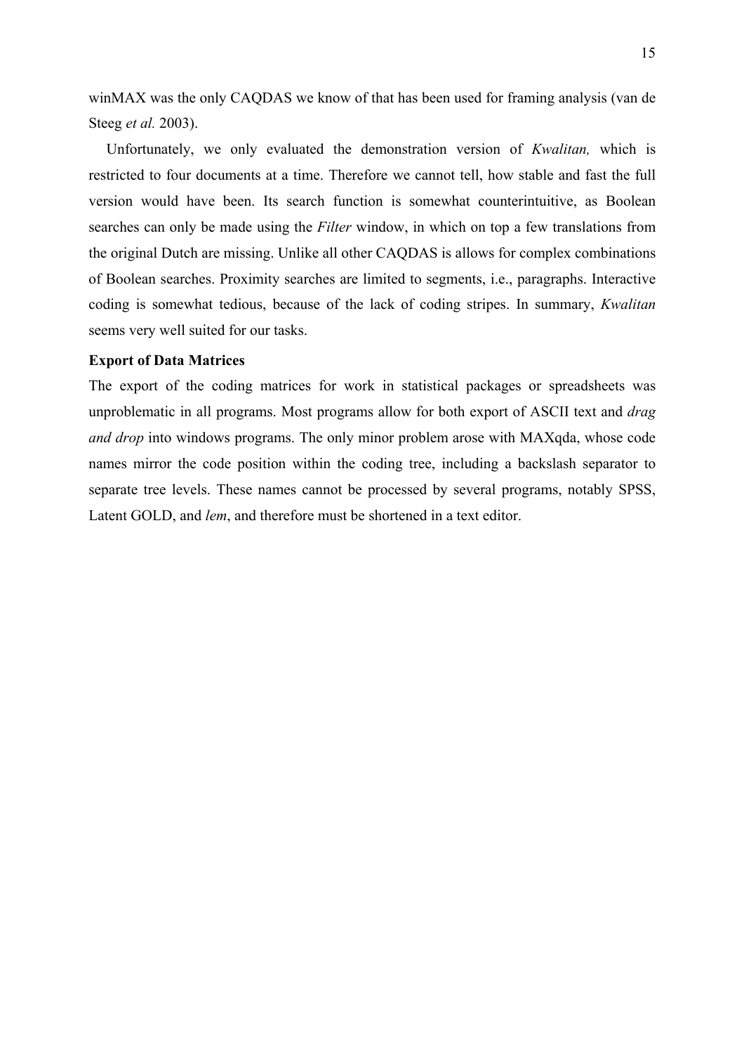winMAX was the only CAQDAS we know of that has been used for framing analysis (van de Steeg *et al.* 2003).

Unfortunately, we only evaluated the demonstration version of *Kwalitan,* which is restricted to four documents at a time. Therefore we cannot tell, how stable and fast the full version would have been. Its search function is somewhat counterintuitive, as Boolean searches can only be made using the *Filter* window, in which on top a few translations from the original Dutch are missing. Unlike all other CAQDAS is allows for complex combinations of Boolean searches. Proximity searches are limited to segments, i.e., paragraphs. Interactive coding is somewhat tedious, because of the lack of coding stripes. In summary, *Kwalitan* seems very well suited for our tasks.

**Export of Data Matrices**

The export of the coding matrices for work in statistical packages or spreadsheets was unproblematic in all programs. Most programs allow for both export of ASCII text and *drag and drop* into windows programs. The only minor problem arose with MAXqda, whose code names mirror the code position within the coding tree, including a backslash separator to separate tree levels. These names cannot be processed by several programs, notably SPSS, Latent GOLD, and *lem*, and therefore must be shortened in a text editor.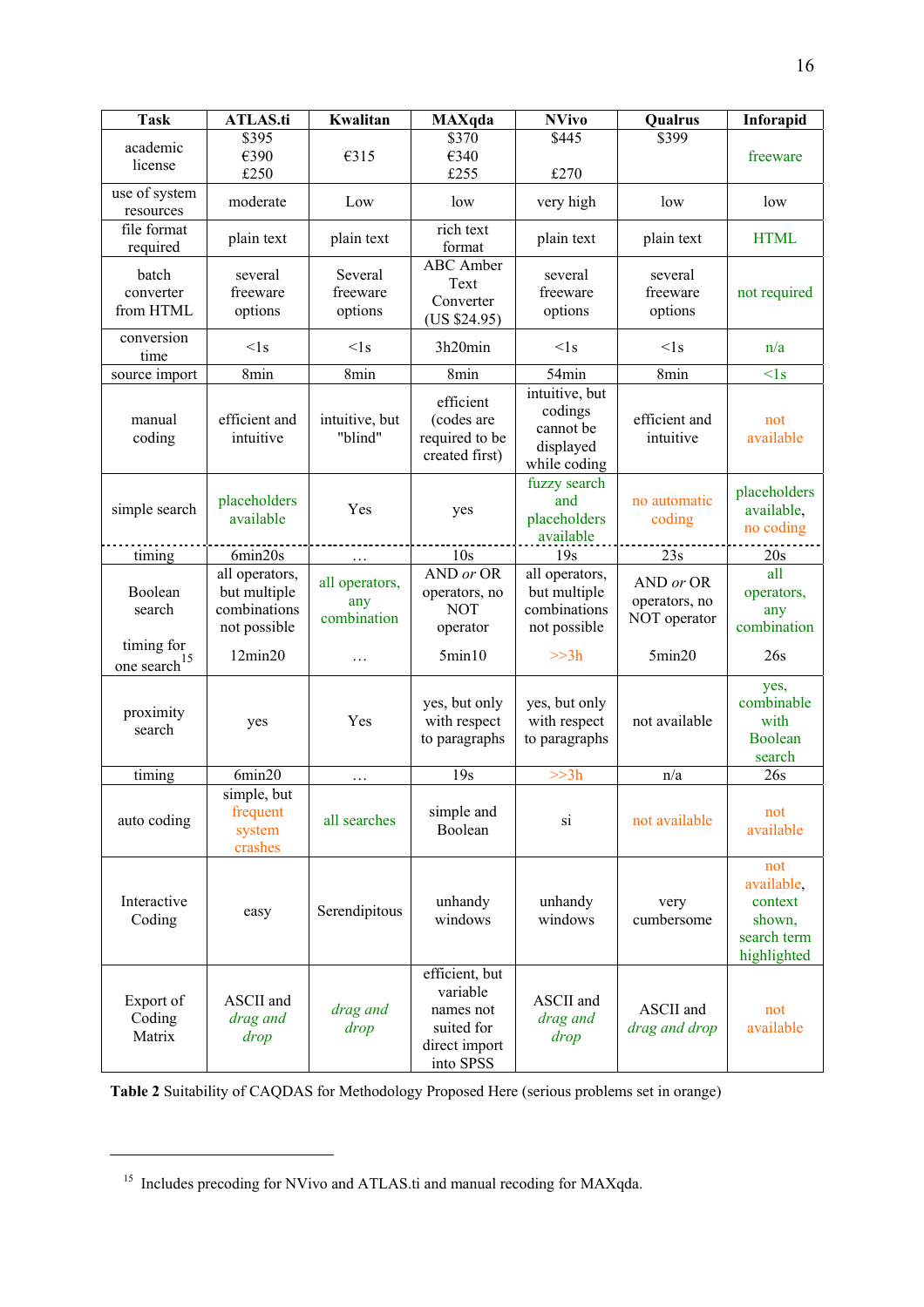| Task | ATLAS.ti | Kwalitan | MAXqda | NVivo | Qualrus | Inforapid |
|---|---|---|---|---|---|---|
| academic license | $395 €390 £250 | €315 | $370 €340 £255 | $445 £270 | $399 | freeware |
| use of system resources | moderate | Low | low | very high | low | low |
| file format required | plain text | plain text | rich text format | plain text | plain text | HTML |
| batch converter from HTML | several freeware options | Several freeware options | ABC Amber Text Converter (US $24.95) | several freeware options | several freeware options | not required |
| conversion time | <1s | <1s | 3h20min | <1s | <1s | n/a |
| source import | 8min | 8min | 8min | 54min | 8min | <1s |
| manual coding | efficient and intuitive | intuitive, but "blind" | efficient (codes are required to be created first) | intuitive, but codings cannot be displayed while coding | efficient and intuitive | not available |
| simple search | placeholders available | Yes | yes | fuzzy search and placeholders available | no automatic coding | placeholders available, no coding |
| timing | 6min20s | … | 10s | 19s | 23s | 20s |
| Boolean search | all operators, but multiple combinations not possible | all operators, any combination | AND *or* OR operators, no NOT operator | all operators, but multiple combinations not possible | AND *or* OR operators, no NOT operator | all operators, any combination |
| timing for one search[15] | 12min20 | … | 5min10 | >>3h | 5min20 | 26s |
| proximity search | yes | Yes | yes, but only with respect to paragraphs | yes, but only with respect to paragraphs | not available | yes, combinable with Boolean search |
| timing | 6min20 | … | 19s | >>3h | n/a | 26s |
| auto coding | simple, but frequent system crashes | all searches | simple and Boolean | si | not available | not available |
| Interactive Coding | easy | Serendipitous | unhandy windows | unhandy windows | very cumbersome | not available, context shown, search term highlighted |
| Export of Coding Matrix | ASCII and *drag and drop* | *drag and drop* | efficient, but variable names not suited for direct import into SPSS | ASCII and *drag and drop* | ASCII and *drag and drop* | not available |

**Table 2** Suitability of CAQDAS for Methodology Proposed Here (serious problems set in orange)

[15] Includes precoding for NVivo and ATLAS.ti and manual recoding for MAXqda.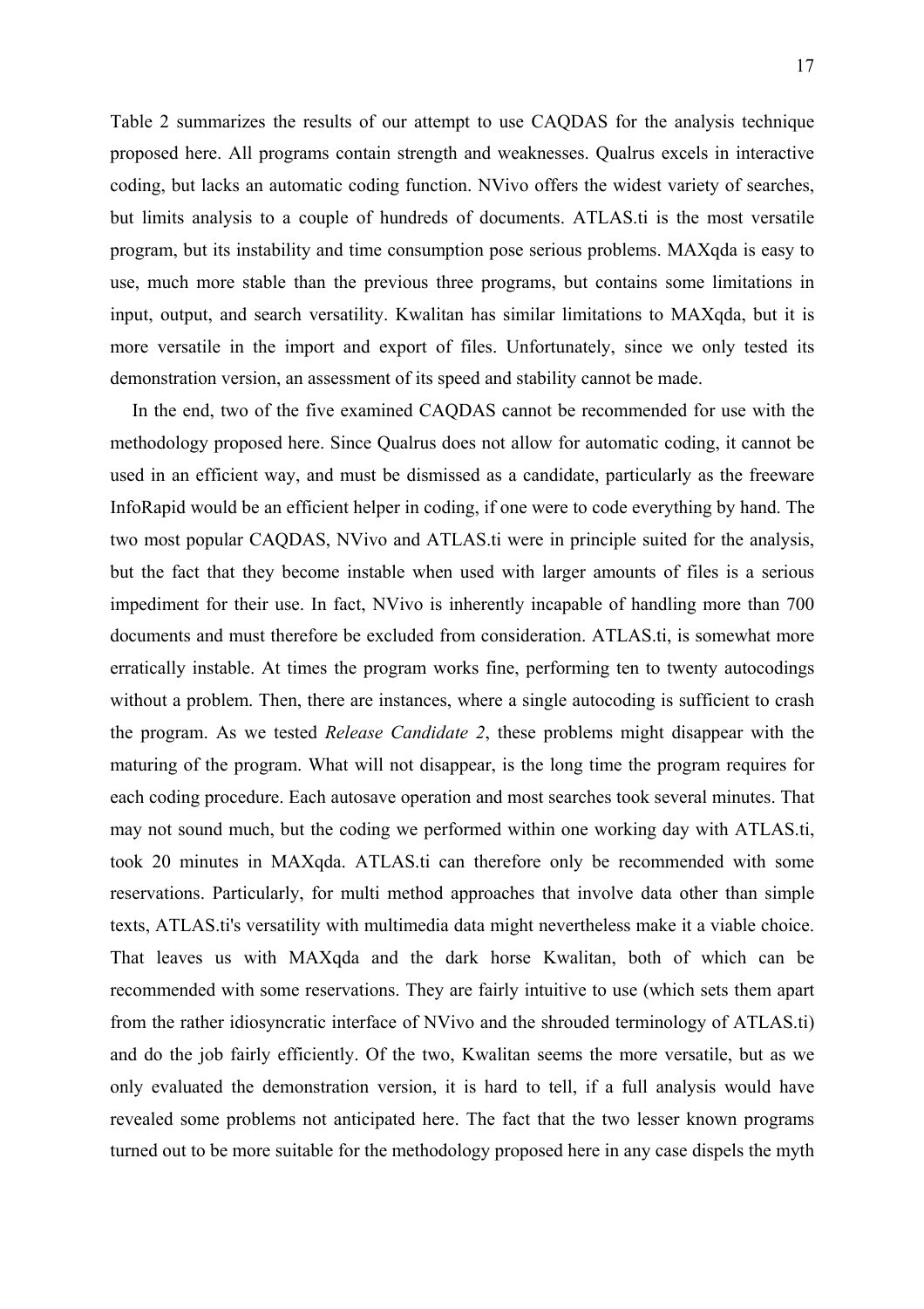Table 2 summarizes the results of our attempt to use CAQDAS for the analysis technique proposed here. All programs contain strength and weaknesses. Qualrus excels in interactive coding, but lacks an automatic coding function. NVivo offers the widest variety of searches, but limits analysis to a couple of hundreds of documents. ATLAS.ti is the most versatile program, but its instability and time consumption pose serious problems. MAXqda is easy to use, much more stable than the previous three programs, but contains some limitations in input, output, and search versatility. Kwalitan has similar limitations to MAXqda, but it is more versatile in the import and export of files. Unfortunately, since we only tested its demonstration version, an assessment of its speed and stability cannot be made.

In the end, two of the five examined CAQDAS cannot be recommended for use with the methodology proposed here. Since Qualrus does not allow for automatic coding, it cannot be used in an efficient way, and must be dismissed as a candidate, particularly as the freeware InfoRapid would be an efficient helper in coding, if one were to code everything by hand. The two most popular CAQDAS, NVivo and ATLAS.ti were in principle suited for the analysis, but the fact that they become instable when used with larger amounts of files is a serious impediment for their use. In fact, NVivo is inherently incapable of handling more than 700 documents and must therefore be excluded from consideration. ATLAS.ti, is somewhat more erratically instable. At times the program works fine, performing ten to twenty autocodings without a problem. Then, there are instances, where a single autocoding is sufficient to crash the program. As we tested *Release Candidate 2*, these problems might disappear with the maturing of the program. What will not disappear, is the long time the program requires for each coding procedure. Each autosave operation and most searches took several minutes. That may not sound much, but the coding we performed within one working day with ATLAS.ti, took 20 minutes in MAXqda. ATLAS.ti can therefore only be recommended with some reservations. Particularly, for multi method approaches that involve data other than simple texts, ATLAS.ti's versatility with multimedia data might nevertheless make it a viable choice. That leaves us with MAXqda and the dark horse Kwalitan, both of which can be recommended with some reservations. They are fairly intuitive to use (which sets them apart from the rather idiosyncratic interface of NVivo and the shrouded terminology of ATLAS.ti) and do the job fairly efficiently. Of the two, Kwalitan seems the more versatile, but as we only evaluated the demonstration version, it is hard to tell, if a full analysis would have revealed some problems not anticipated here. The fact that the two lesser known programs turned out to be more suitable for the methodology proposed here in any case dispels the myth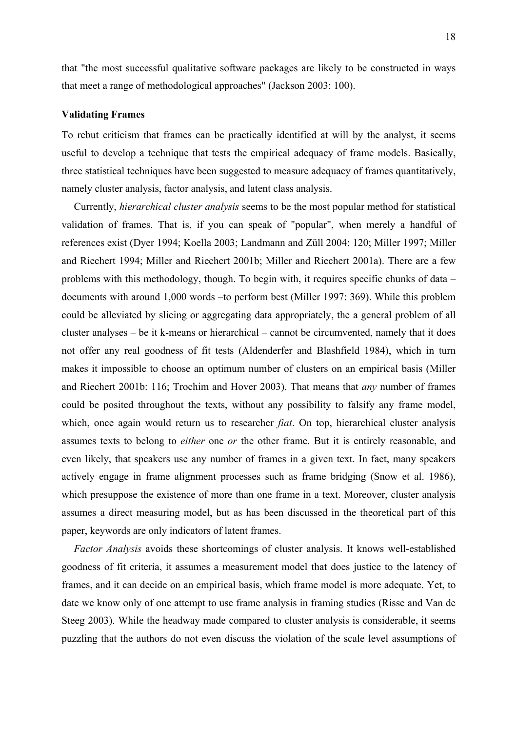that "the most successful qualitative software packages are likely to be constructed in ways that meet a range of methodological approaches" (Jackson 2003: 100).

**Validating Frames**

To rebut criticism that frames can be practically identified at will by the analyst, it seems useful to develop a technique that tests the empirical adequacy of frame models. Basically, three statistical techniques have been suggested to measure adequacy of frames quantitatively, namely cluster analysis, factor analysis, and latent class analysis.

Currently, *hierarchical cluster analysis* seems to be the most popular method for statistical validation of frames. That is, if you can speak of "popular", when merely a handful of references exist (Dyer 1994; Koella 2003; Landmann and Züll 2004: 120; Miller 1997; Miller and Riechert 1994; Miller and Riechert 2001b; Miller and Riechert 2001a). There are a few problems with this methodology, though. To begin with, it requires specific chunks of data – documents with around 1,000 words –to perform best (Miller 1997: 369). While this problem could be alleviated by slicing or aggregating data appropriately, the a general problem of all cluster analyses – be it k-means or hierarchical – cannot be circumvented, namely that it does not offer any real goodness of fit tests (Aldenderfer and Blashfield 1984), which in turn makes it impossible to choose an optimum number of clusters on an empirical basis (Miller and Riechert 2001b: 116; Trochim and Hover 2003). That means that *any* number of frames could be posited throughout the texts, without any possibility to falsify any frame model, which, once again would return us to researcher *fiat*. On top, hierarchical cluster analysis assumes texts to belong to *either* one *or* the other frame. But it is entirely reasonable, and even likely, that speakers use any number of frames in a given text. In fact, many speakers actively engage in frame alignment processes such as frame bridging (Snow et al. 1986), which presuppose the existence of more than one frame in a text. Moreover, cluster analysis assumes a direct measuring model, but as has been discussed in the theoretical part of this paper, keywords are only indicators of latent frames.

*Factor Analysis* avoids these shortcomings of cluster analysis. It knows well-established goodness of fit criteria, it assumes a measurement model that does justice to the latency of frames, and it can decide on an empirical basis, which frame model is more adequate. Yet, to date we know only of one attempt to use frame analysis in framing studies (Risse and Van de Steeg 2003). While the headway made compared to cluster analysis is considerable, it seems puzzling that the authors do not even discuss the violation of the scale level assumptions of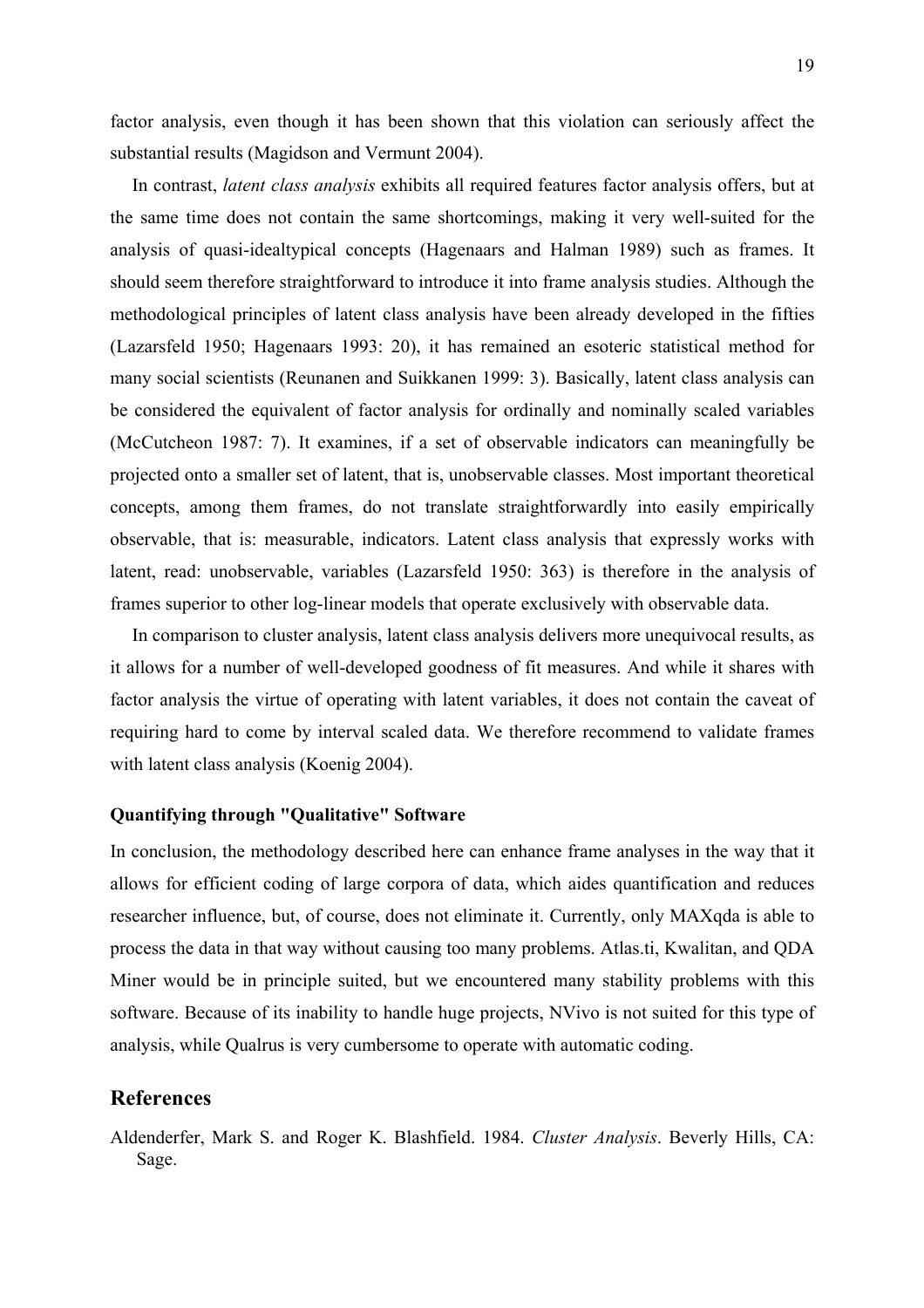factor analysis, even though it has been shown that this violation can seriously affect the substantial results (Magidson and Vermunt 2004).

In contrast, *latent class analysis* exhibits all required features factor analysis offers, but at the same time does not contain the same shortcomings, making it very well-suited for the analysis of quasi-idealtypical concepts (Hagenaars and Halman 1989) such as frames. It should seem therefore straightforward to introduce it into frame analysis studies. Although the methodological principles of latent class analysis have been already developed in the fifties (Lazarsfeld 1950; Hagenaars 1993: 20), it has remained an esoteric statistical method for many social scientists (Reunanen and Suikkanen 1999: 3). Basically, latent class analysis can be considered the equivalent of factor analysis for ordinally and nominally scaled variables (McCutcheon 1987: 7). It examines, if a set of observable indicators can meaningfully be projected onto a smaller set of latent, that is, unobservable classes. Most important theoretical concepts, among them frames, do not translate straightforwardly into easily empirically observable, that is: measurable, indicators. Latent class analysis that expressly works with latent, read: unobservable, variables (Lazarsfeld 1950: 363) is therefore in the analysis of frames superior to other log-linear models that operate exclusively with observable data.

In comparison to cluster analysis, latent class analysis delivers more unequivocal results, as it allows for a number of well-developed goodness of fit measures. And while it shares with factor analysis the virtue of operating with latent variables, it does not contain the caveat of requiring hard to come by interval scaled data. We therefore recommend to validate frames with latent class analysis (Koenig 2004).

### Quantifying through "Qualitative" Software

In conclusion, the methodology described here can enhance frame analyses in the way that it allows for efficient coding of large corpora of data, which aides quantification and reduces researcher influence, but, of course, does not eliminate it. Currently, only MAXqda is able to process the data in that way without causing too many problems. Atlas.ti, Kwalitan, and QDA Miner would be in principle suited, but we encountered many stability problems with this software. Because of its inability to handle huge projects, NVivo is not suited for this type of analysis, while Qualrus is very cumbersome to operate with automatic coding.

## References

Aldenderfer, Mark S. and Roger K. Blashfield. 1984. *Cluster Analysis*. Beverly Hills, CA: Sage.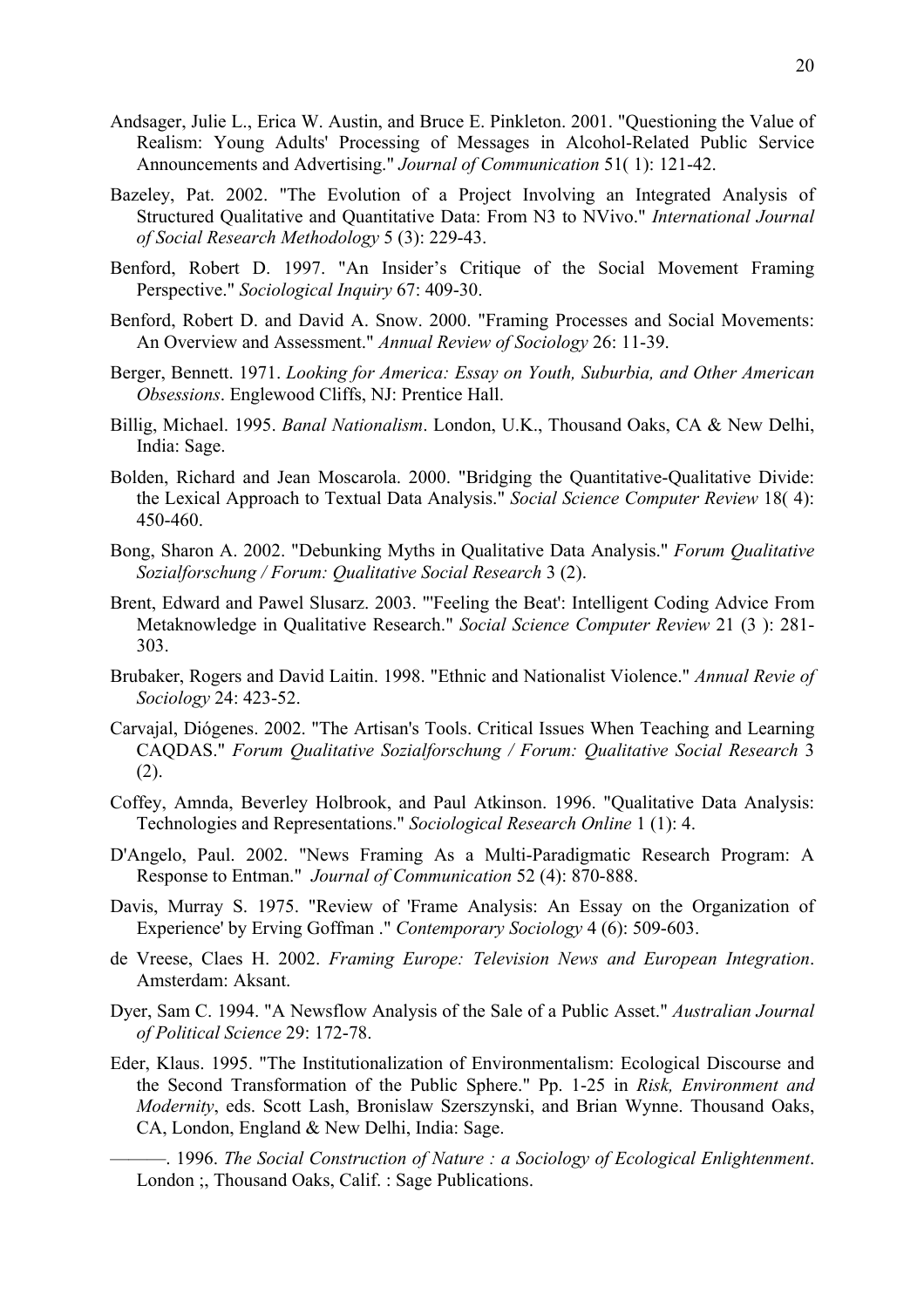Andsager, Julie L., Erica W. Austin, and Bruce E. Pinkleton. 2001. "Questioning the Value of Realism: Young Adults' Processing of Messages in Alcohol-Related Public Service Announcements and Advertising." *Journal of Communication* 51( 1): 121-42.

Bazeley, Pat. 2002. "The Evolution of a Project Involving an Integrated Analysis of Structured Qualitative and Quantitative Data: From N3 to NVivo." *International Journal of Social Research Methodology* 5 (3): 229-43.

Benford, Robert D. 1997. "An Insider's Critique of the Social Movement Framing Perspective." *Sociological Inquiry* 67: 409-30.

Benford, Robert D. and David A. Snow. 2000. "Framing Processes and Social Movements: An Overview and Assessment." *Annual Review of Sociology* 26: 11-39.

Berger, Bennett. 1971. *Looking for America: Essay on Youth, Suburbia, and Other American Obsessions*. Englewood Cliffs, NJ: Prentice Hall.

Billig, Michael. 1995. *Banal Nationalism*. London, U.K., Thousand Oaks, CA & New Delhi, India: Sage.

Bolden, Richard and Jean Moscarola. 2000. "Bridging the Quantitative-Qualitative Divide: the Lexical Approach to Textual Data Analysis." *Social Science Computer Review* 18( 4): 450-460.

Bong, Sharon A. 2002. "Debunking Myths in Qualitative Data Analysis." *Forum Qualitative Sozialforschung / Forum: Qualitative Social Research* 3 (2).

Brent, Edward and Pawel Slusarz. 2003. "'Feeling the Beat': Intelligent Coding Advice From Metaknowledge in Qualitative Research." *Social Science Computer Review* 21 (3 ): 281-303.

Brubaker, Rogers and David Laitin. 1998. "Ethnic and Nationalist Violence." *Annual Revie of Sociology* 24: 423-52.

Carvajal, Diógenes. 2002. "The Artisan's Tools. Critical Issues When Teaching and Learning CAQDAS." *Forum Qualitative Sozialforschung / Forum: Qualitative Social Research* 3 (2).

Coffey, Amnda, Beverley Holbrook, and Paul Atkinson. 1996. "Qualitative Data Analysis: Technologies and Representations." *Sociological Research Online* 1 (1): 4.

D'Angelo, Paul. 2002. "News Framing As a Multi-Paradigmatic Research Program: A Response to Entman." *Journal of Communication* 52 (4): 870-888.

Davis, Murray S. 1975. "Review of 'Frame Analysis: An Essay on the Organization of Experience' by Erving Goffman ." *Contemporary Sociology* 4 (6): 509-603.

de Vreese, Claes H. 2002. *Framing Europe: Television News and European Integration*. Amsterdam: Aksant.

Dyer, Sam C. 1994. "A Newsflow Analysis of the Sale of a Public Asset." *Australian Journal of Political Science* 29: 172-78.

Eder, Klaus. 1995. "The Institutionalization of Environmentalism: Ecological Discourse and the Second Transformation of the Public Sphere." Pp. 1-25 in *Risk, Environment and Modernity*, eds. Scott Lash, Bronislaw Szerszynski, and Brian Wynne. Thousand Oaks, CA, London, England & New Delhi, India: Sage.

———. 1996. *The Social Construction of Nature : a Sociology of Ecological Enlightenment*. London ;, Thousand Oaks, Calif. : Sage Publications.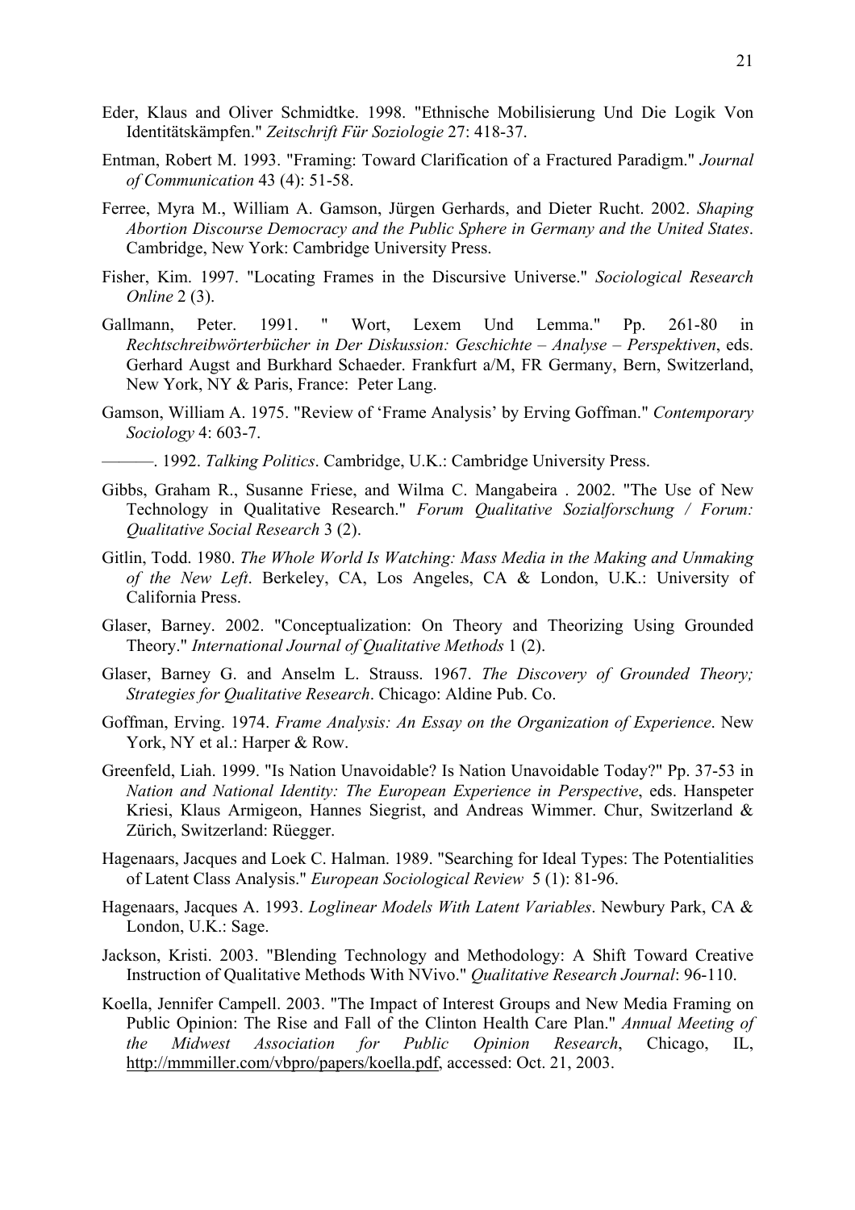Eder, Klaus and Oliver Schmidtke. 1998. "Ethnische Mobilisierung Und Die Logik Von Identitätskämpfen." *Zeitschrift Für Soziologie* 27: 418-37.

Entman, Robert M. 1993. "Framing: Toward Clarification of a Fractured Paradigm." *Journal of Communication* 43 (4): 51-58.

Ferree, Myra M., William A. Gamson, Jürgen Gerhards, and Dieter Rucht. 2002. *Shaping Abortion Discourse Democracy and the Public Sphere in Germany and the United States*. Cambridge, New York: Cambridge University Press.

Fisher, Kim. 1997. "Locating Frames in the Discursive Universe." *Sociological Research Online* 2 (3).

Gallmann, Peter. 1991. " Wort, Lexem Und Lemma." Pp. 261-80 in *Rechtschreibwörterbücher in Der Diskussion: Geschichte – Analyse – Perspektiven*, eds. Gerhard Augst and Burkhard Schaeder. Frankfurt a/M, FR Germany, Bern, Switzerland, New York, NY & Paris, France: Peter Lang.

Gamson, William A. 1975. "Review of 'Frame Analysis' by Erving Goffman." *Contemporary Sociology* 4: 603-7.

———. 1992. *Talking Politics*. Cambridge, U.K.: Cambridge University Press.

Gibbs, Graham R., Susanne Friese, and Wilma C. Mangabeira . 2002. "The Use of New Technology in Qualitative Research." *Forum Qualitative Sozialforschung / Forum: Qualitative Social Research* 3 (2).

Gitlin, Todd. 1980. *The Whole World Is Watching: Mass Media in the Making and Unmaking of the New Left*. Berkeley, CA, Los Angeles, CA & London, U.K.: University of California Press.

Glaser, Barney. 2002. "Conceptualization: On Theory and Theorizing Using Grounded Theory." *International Journal of Qualitative Methods* 1 (2).

Glaser, Barney G. and Anselm L. Strauss. 1967. *The Discovery of Grounded Theory; Strategies for Qualitative Research*. Chicago: Aldine Pub. Co.

Goffman, Erving. 1974. *Frame Analysis: An Essay on the Organization of Experience*. New York, NY et al.: Harper & Row.

Greenfeld, Liah. 1999. "Is Nation Unavoidable? Is Nation Unavoidable Today?" Pp. 37-53 in *Nation and National Identity: The European Experience in Perspective*, eds. Hanspeter Kriesi, Klaus Armigeon, Hannes Siegrist, and Andreas Wimmer. Chur, Switzerland & Zürich, Switzerland: Rüegger.

Hagenaars, Jacques and Loek C. Halman. 1989. "Searching for Ideal Types: The Potentialities of Latent Class Analysis." *European Sociological Review* 5 (1): 81-96.

Hagenaars, Jacques A. 1993. *Loglinear Models With Latent Variables*. Newbury Park, CA & London, U.K.: Sage.

Jackson, Kristi. 2003. "Blending Technology and Methodology: A Shift Toward Creative Instruction of Qualitative Methods With NVivo." *Qualitative Research Journal*: 96-110.

Koella, Jennifer Campell. 2003. "The Impact of Interest Groups and New Media Framing on Public Opinion: The Rise and Fall of the Clinton Health Care Plan." *Annual Meeting of the Midwest Association for Public Opinion Research*, Chicago, IL, http://mmmiller.com/vbpro/papers/koella.pdf, accessed: Oct. 21, 2003.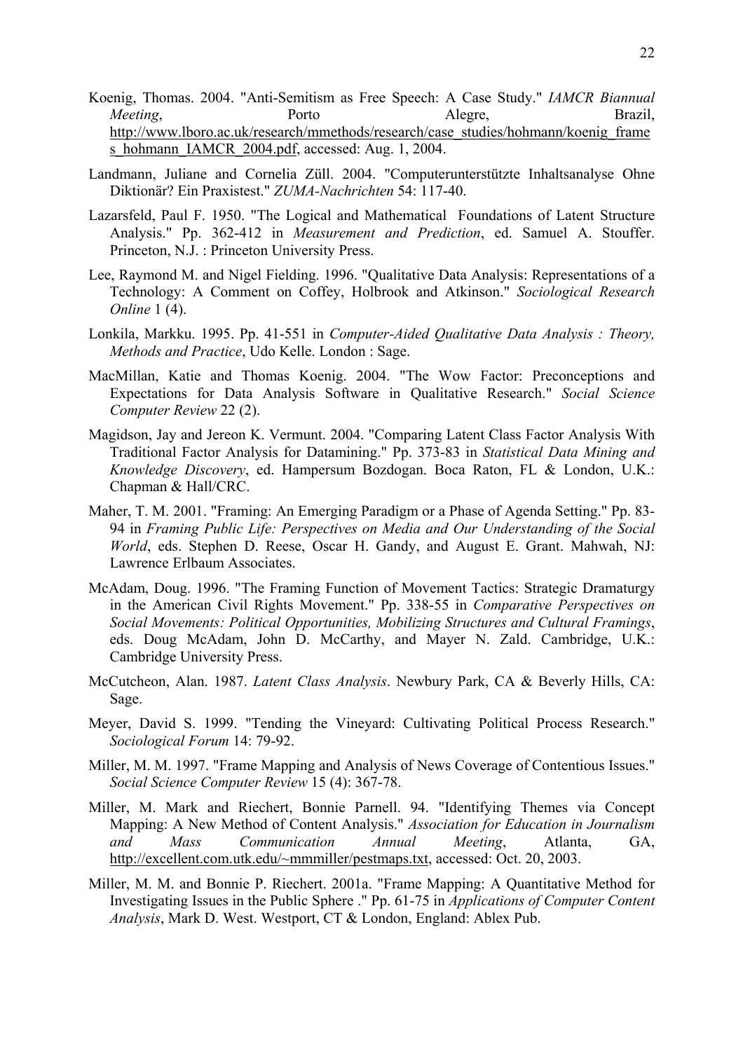Koenig, Thomas. 2004. "Anti-Semitism as Free Speech: A Case Study." *IAMCR Biannual Meeting*, Porto Alegre, Brazil, http://www.lboro.ac.uk/research/mmethods/research/case_studies/hohmann/koenig_frames_hohmann_IAMCR_2004.pdf, accessed: Aug. 1, 2004.

Landmann, Juliane and Cornelia Züll. 2004. "Computerunterstützte Inhaltsanalyse Ohne Diktionär? Ein Praxistest." *ZUMA-Nachrichten* 54: 117-40.

Lazarsfeld, Paul F. 1950. "The Logical and Mathematical Foundations of Latent Structure Analysis." Pp. 362-412 in *Measurement and Prediction*, ed. Samuel A. Stouffer. Princeton, N.J. : Princeton University Press.

Lee, Raymond M. and Nigel Fielding. 1996. "Qualitative Data Analysis: Representations of a Technology: A Comment on Coffey, Holbrook and Atkinson." *Sociological Research Online* 1 (4).

Lonkila, Markku. 1995. Pp. 41-551 in *Computer-Aided Qualitative Data Analysis : Theory, Methods and Practice*, Udo Kelle. London : Sage.

MacMillan, Katie and Thomas Koenig. 2004. "The Wow Factor: Preconceptions and Expectations for Data Analysis Software in Qualitative Research." *Social Science Computer Review* 22 (2).

Magidson, Jay and Jereon K. Vermunt. 2004. "Comparing Latent Class Factor Analysis With Traditional Factor Analysis for Datamining." Pp. 373-83 in *Statistical Data Mining and Knowledge Discovery*, ed. Hampersum Bozdogan. Boca Raton, FL & London, U.K.: Chapman & Hall/CRC.

Maher, T. M. 2001. "Framing: An Emerging Paradigm or a Phase of Agenda Setting." Pp. 83-94 in *Framing Public Life: Perspectives on Media and Our Understanding of the Social World*, eds. Stephen D. Reese, Oscar H. Gandy, and August E. Grant. Mahwah, NJ: Lawrence Erlbaum Associates.

McAdam, Doug. 1996. "The Framing Function of Movement Tactics: Strategic Dramaturgy in the American Civil Rights Movement." Pp. 338-55 in *Comparative Perspectives on Social Movements: Political Opportunities, Mobilizing Structures and Cultural Framings*, eds. Doug McAdam, John D. McCarthy, and Mayer N. Zald. Cambridge, U.K.: Cambridge University Press.

McCutcheon, Alan. 1987. *Latent Class Analysis*. Newbury Park, CA & Beverly Hills, CA: Sage.

Meyer, David S. 1999. "Tending the Vineyard: Cultivating Political Process Research." *Sociological Forum* 14: 79-92.

Miller, M. M. 1997. "Frame Mapping and Analysis of News Coverage of Contentious Issues." *Social Science Computer Review* 15 (4): 367-78.

Miller, M. Mark and Riechert, Bonnie Parnell. 94. "Identifying Themes via Concept Mapping: A New Method of Content Analysis." *Association for Education in Journalism and Mass Communication Annual Meeting*, Atlanta, GA, http://excellent.com.utk.edu/~mmmiller/pestmaps.txt, accessed: Oct. 20, 2003.

Miller, M. M. and Bonnie P. Riechert. 2001a. "Frame Mapping: A Quantitative Method for Investigating Issues in the Public Sphere ." Pp. 61-75 in *Applications of Computer Content Analysis*, Mark D. West. Westport, CT & London, England: Ablex Pub.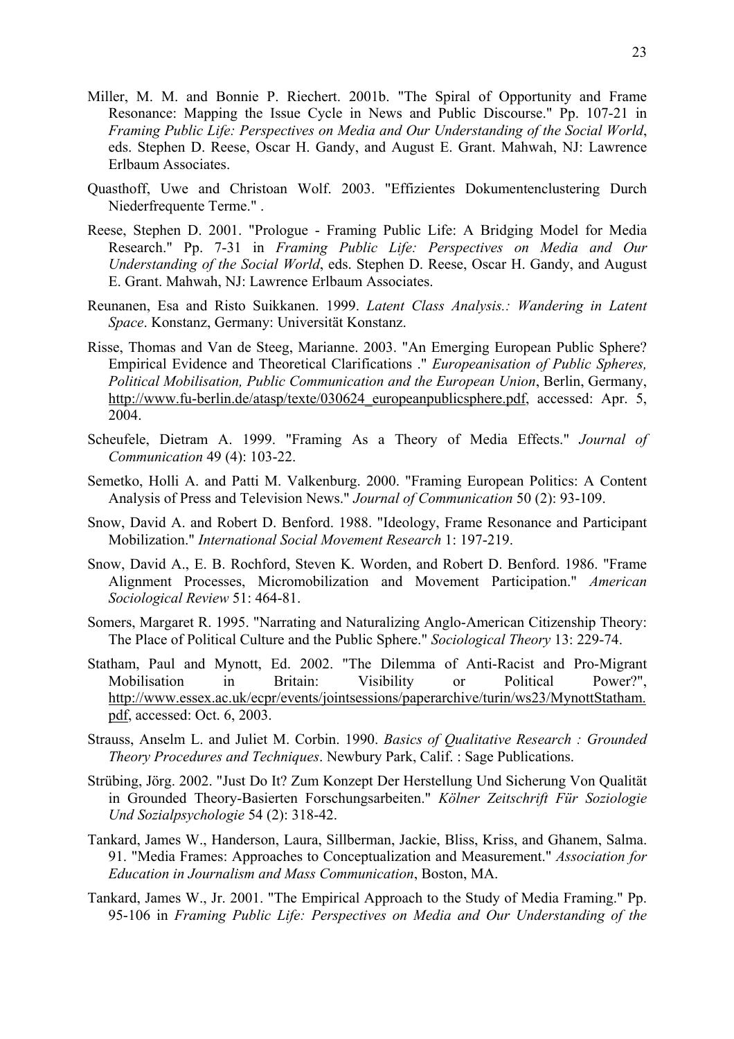Miller, M. M. and Bonnie P. Riechert. 2001b. "The Spiral of Opportunity and Frame Resonance: Mapping the Issue Cycle in News and Public Discourse." Pp. 107-21 in *Framing Public Life: Perspectives on Media and Our Understanding of the Social World*, eds. Stephen D. Reese, Oscar H. Gandy, and August E. Grant. Mahwah, NJ: Lawrence Erlbaum Associates.

Quasthoff, Uwe and Christoan Wolf. 2003. "Effizientes Dokumentenclustering Durch Niederfrequente Terme." .

Reese, Stephen D. 2001. "Prologue - Framing Public Life: A Bridging Model for Media Research." Pp. 7-31 in *Framing Public Life: Perspectives on Media and Our Understanding of the Social World*, eds. Stephen D. Reese, Oscar H. Gandy, and August E. Grant. Mahwah, NJ: Lawrence Erlbaum Associates.

Reunanen, Esa and Risto Suikkanen. 1999. *Latent Class Analysis.: Wandering in Latent Space*. Konstanz, Germany: Universität Konstanz.

Risse, Thomas and Van de Steeg, Marianne. 2003. "An Emerging European Public Sphere? Empirical Evidence and Theoretical Clarifications ." *Europeanisation of Public Spheres, Political Mobilisation, Public Communication and the European Union*, Berlin, Germany, http://www.fu-berlin.de/atasp/texte/030624_europeanpublicsphere.pdf, accessed: Apr. 5, 2004.

Scheufele, Dietram A. 1999. "Framing As a Theory of Media Effects." *Journal of Communication* 49 (4): 103-22.

Semetko, Holli A. and Patti M. Valkenburg. 2000. "Framing European Politics: A Content Analysis of Press and Television News." *Journal of Communication* 50 (2): 93-109.

Snow, David A. and Robert D. Benford. 1988. "Ideology, Frame Resonance and Participant Mobilization." *International Social Movement Research* 1: 197-219.

Snow, David A., E. B. Rochford, Steven K. Worden, and Robert D. Benford. 1986. "Frame Alignment Processes, Micromobilization and Movement Participation." *American Sociological Review* 51: 464-81.

Somers, Margaret R. 1995. "Narrating and Naturalizing Anglo-American Citizenship Theory: The Place of Political Culture and the Public Sphere." *Sociological Theory* 13: 229-74.

Statham, Paul and Mynott, Ed. 2002. "The Dilemma of Anti-Racist and Pro-Migrant Mobilisation in Britain: Visibility or Political Power?", http://www.essex.ac.uk/ecpr/events/jointsessions/paperarchive/turin/ws23/MynottStatham.pdf, accessed: Oct. 6, 2003.

Strauss, Anselm L. and Juliet M. Corbin. 1990. *Basics of Qualitative Research : Grounded Theory Procedures and Techniques*. Newbury Park, Calif. : Sage Publications.

Strübing, Jörg. 2002. "Just Do It? Zum Konzept Der Herstellung Und Sicherung Von Qualität in Grounded Theory-Basierten Forschungsarbeiten." *Kölner Zeitschrift Für Soziologie Und Sozialpsychologie* 54 (2): 318-42.

Tankard, James W., Handerson, Laura, Sillberman, Jackie, Bliss, Kriss, and Ghanem, Salma. 91. "Media Frames: Approaches to Conceptualization and Measurement." *Association for Education in Journalism and Mass Communication*, Boston, MA.

Tankard, James W., Jr. 2001. "The Empirical Approach to the Study of Media Framing." Pp. 95-106 in *Framing Public Life: Perspectives on Media and Our Understanding of the*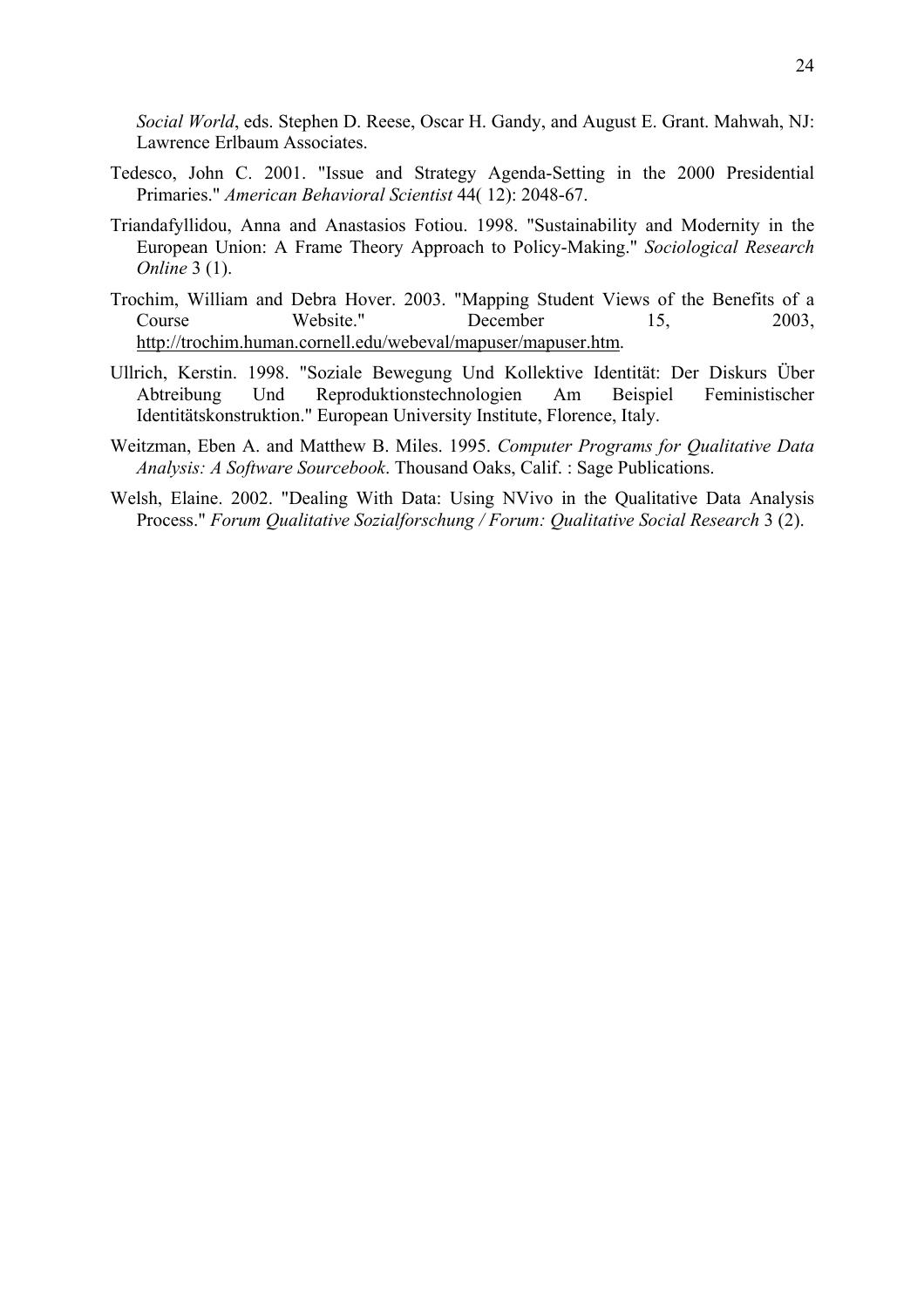*Social World*, eds. Stephen D. Reese, Oscar H. Gandy, and August E. Grant. Mahwah, NJ: Lawrence Erlbaum Associates.

Tedesco, John C. 2001. "Issue and Strategy Agenda-Setting in the 2000 Presidential Primaries." *American Behavioral Scientist* 44( 12): 2048-67.

Triandafyllidou, Anna and Anastasios Fotiou. 1998. "Sustainability and Modernity in the European Union: A Frame Theory Approach to Policy-Making." *Sociological Research Online* 3 (1).

Trochim, William and Debra Hover. 2003. "Mapping Student Views of the Benefits of a Course Website." December 15, 2003, http://trochim.human.cornell.edu/webeval/mapuser/mapuser.htm.

Ullrich, Kerstin. 1998. "Soziale Bewegung Und Kollektive Identität: Der Diskurs Über Abtreibung Und Reproduktionstechnologien Am Beispiel Feministischer Identitätskonstruktion." European University Institute, Florence, Italy.

Weitzman, Eben A. and Matthew B. Miles. 1995. *Computer Programs for Qualitative Data Analysis: A Software Sourcebook*. Thousand Oaks, Calif. : Sage Publications.

Welsh, Elaine. 2002. "Dealing With Data: Using NVivo in the Qualitative Data Analysis Process." *Forum Qualitative Sozialforschung / Forum: Qualitative Social Research* 3 (2).